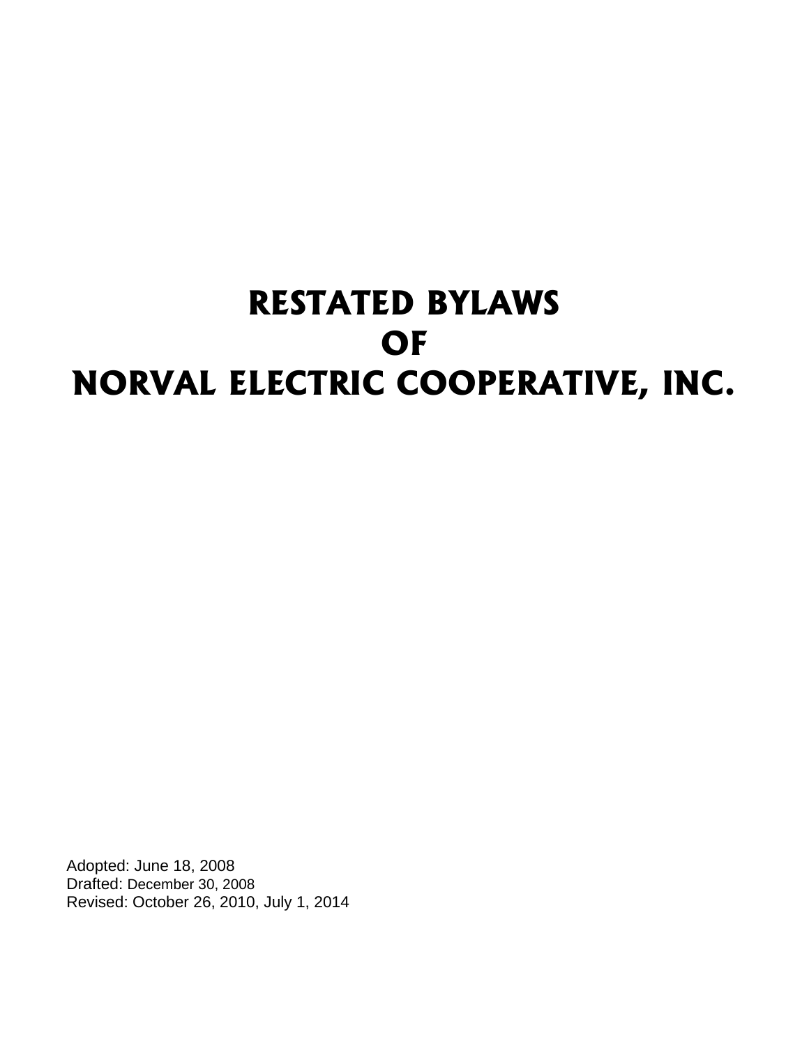# RESTATED BYLAWS
# OF
# NORVAL ELECTRIC COOPERATIVE, INC.

Adopted: June 18, 2008
Drafted: December 30, 2008
Revised: October 26, 2010, July 1, 2014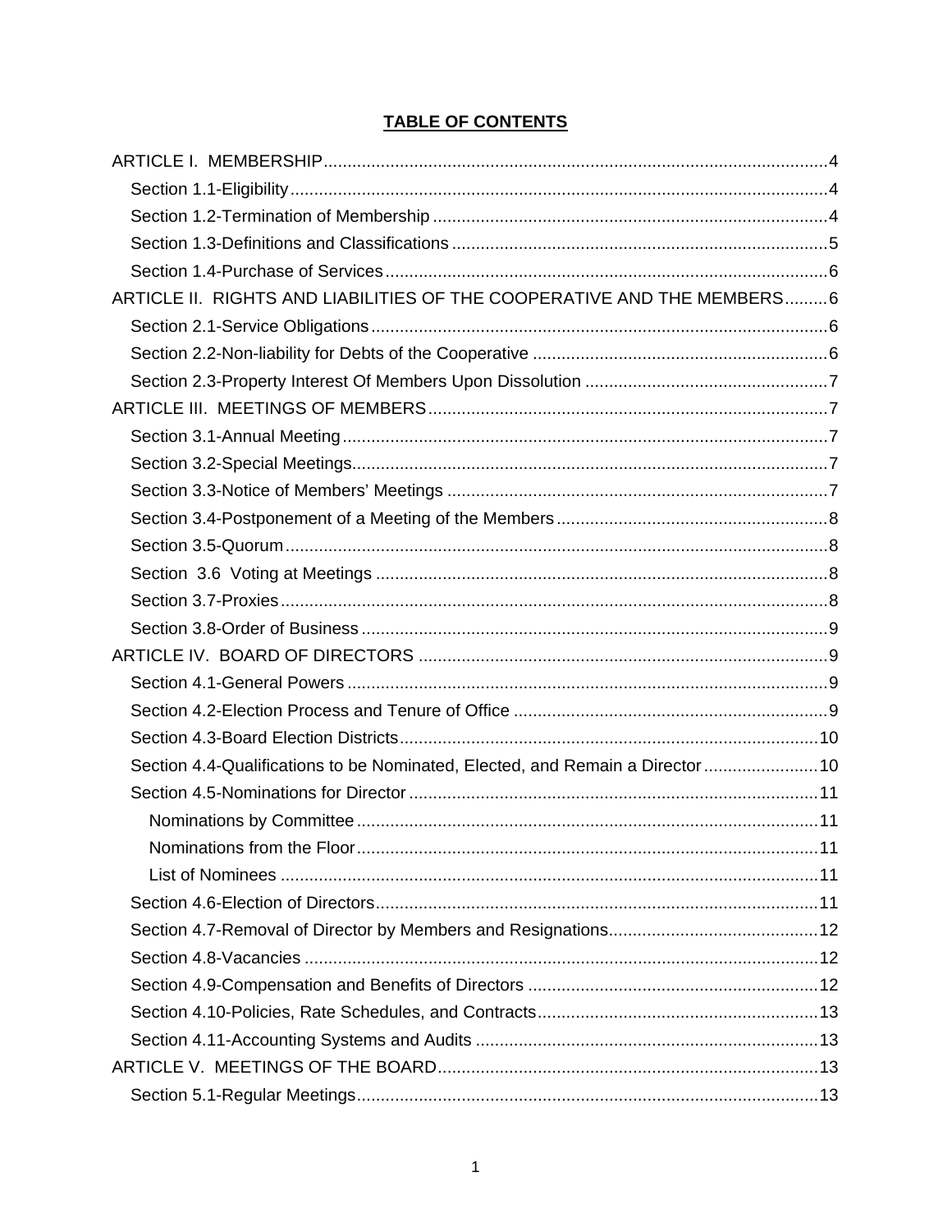## TABLE OF CONTENTS

ARTICLE I. MEMBERSHIP ........ 4
- Section 1.1-Eligibility ........ 4
- Section 1.2-Termination of Membership ........ 4
- Section 1.3-Definitions and Classifications ........ 5
- Section 1.4-Purchase of Services ........ 6

ARTICLE II. RIGHTS AND LIABILITIES OF THE COOPERATIVE AND THE MEMBERS ........ 6
- Section 2.1-Service Obligations ........ 6
- Section 2.2-Non-liability for Debts of the Cooperative ........ 6
- Section 2.3-Property Interest Of Members Upon Dissolution ........ 7

ARTICLE III. MEETINGS OF MEMBERS ........ 7
- Section 3.1-Annual Meeting ........ 7
- Section 3.2-Special Meetings ........ 7
- Section 3.3-Notice of Members' Meetings ........ 7
- Section 3.4-Postponement of a Meeting of the Members ........ 8
- Section 3.5-Quorum ........ 8
- Section 3.6 Voting at Meetings ........ 8
- Section 3.7-Proxies ........ 8
- Section 3.8-Order of Business ........ 9

ARTICLE IV. BOARD OF DIRECTORS ........ 9
- Section 4.1-General Powers ........ 9
- Section 4.2-Election Process and Tenure of Office ........ 9
- Section 4.3-Board Election Districts ........ 10
- Section 4.4-Qualifications to be Nominated, Elected, and Remain a Director ........ 10
- Section 4.5-Nominations for Director ........ 11
  - Nominations by Committee ........ 11
  - Nominations from the Floor ........ 11
  - List of Nominees ........ 11
- Section 4.6-Election of Directors ........ 11
- Section 4.7-Removal of Director by Members and Resignations ........ 12
- Section 4.8-Vacancies ........ 12
- Section 4.9-Compensation and Benefits of Directors ........ 12
- Section 4.10-Policies, Rate Schedules, and Contracts ........ 13
- Section 4.11-Accounting Systems and Audits ........ 13

ARTICLE V. MEETINGS OF THE BOARD ........ 13
- Section 5.1-Regular Meetings ........ 13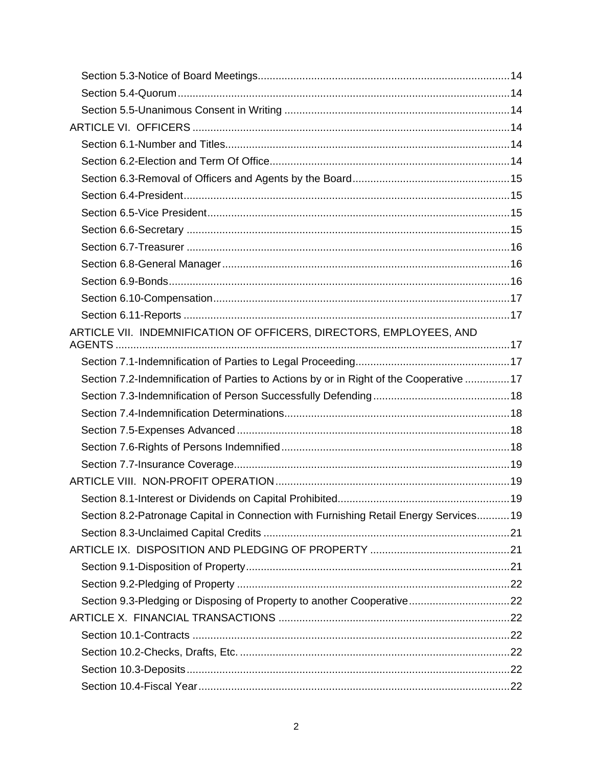Section 5.3-Notice of Board Meetings....................................................................................14
Section 5.4-Quorum...............................................................................................................14
Section 5.5-Unanimous Consent in Writing ...........................................................................14
ARTICLE VI. OFFICERS ..........................................................................................................14
Section 6.1-Number and Titles...............................................................................................14
Section 6.2-Election and Term Of Office................................................................................14
Section 6.3-Removal of Officers and Agents by the Board....................................................15
Section 6.4-President.............................................................................................................15
Section 6.5-Vice President.....................................................................................................15
Section 6.6-Secretary ............................................................................................................15
Section 6.7-Treasurer ............................................................................................................16
Section 6.8-General Manager................................................................................................16
Section 6.9-Bonds..................................................................................................................16
Section 6.10-Compensation...................................................................................................17
Section 6.11-Reports .............................................................................................................17
ARTICLE VII. INDEMNIFICATION OF OFFICERS, DIRECTORS, EMPLOYEES, AND AGENTS ...................................................................................................................................17
Section 7.1-Indemnification of Parties to Legal Proceeding...................................................17
Section 7.2-Indemnification of Parties to Actions by or in Right of the Cooperative ...............17
Section 7.3-Indemnification of Person Successfully Defending.............................................18
Section 7.4-Indemnification Determinations...........................................................................18
Section 7.5-Expenses Advanced ...........................................................................................18
Section 7.6-Rights of Persons Indemnified............................................................................18
Section 7.7-Insurance Coverage............................................................................................19
ARTICLE VIII. NON-PROFIT OPERATION..............................................................................19
Section 8.1-Interest or Dividends on Capital Prohibited.........................................................19
Section 8.2-Patronage Capital in Connection with Furnishing Retail Energy Services...........19
Section 8.3-Unclaimed Capital Credits ..................................................................................21
ARTICLE IX. DISPOSITION AND PLEDGING OF PROPERTY ..............................................21
Section 9.1-Disposition of Property........................................................................................21
Section 9.2-Pledging of Property ...........................................................................................22
Section 9.3-Pledging or Disposing of Property to another Cooperative..................................22
ARTICLE X. FINANCIAL TRANSACTIONS .............................................................................22
Section 10.1-Contracts ..........................................................................................................22
Section 10.2-Checks, Drafts, Etc. ..........................................................................................22
Section 10.3-Deposits............................................................................................................22
Section 10.4-Fiscal Year........................................................................................................22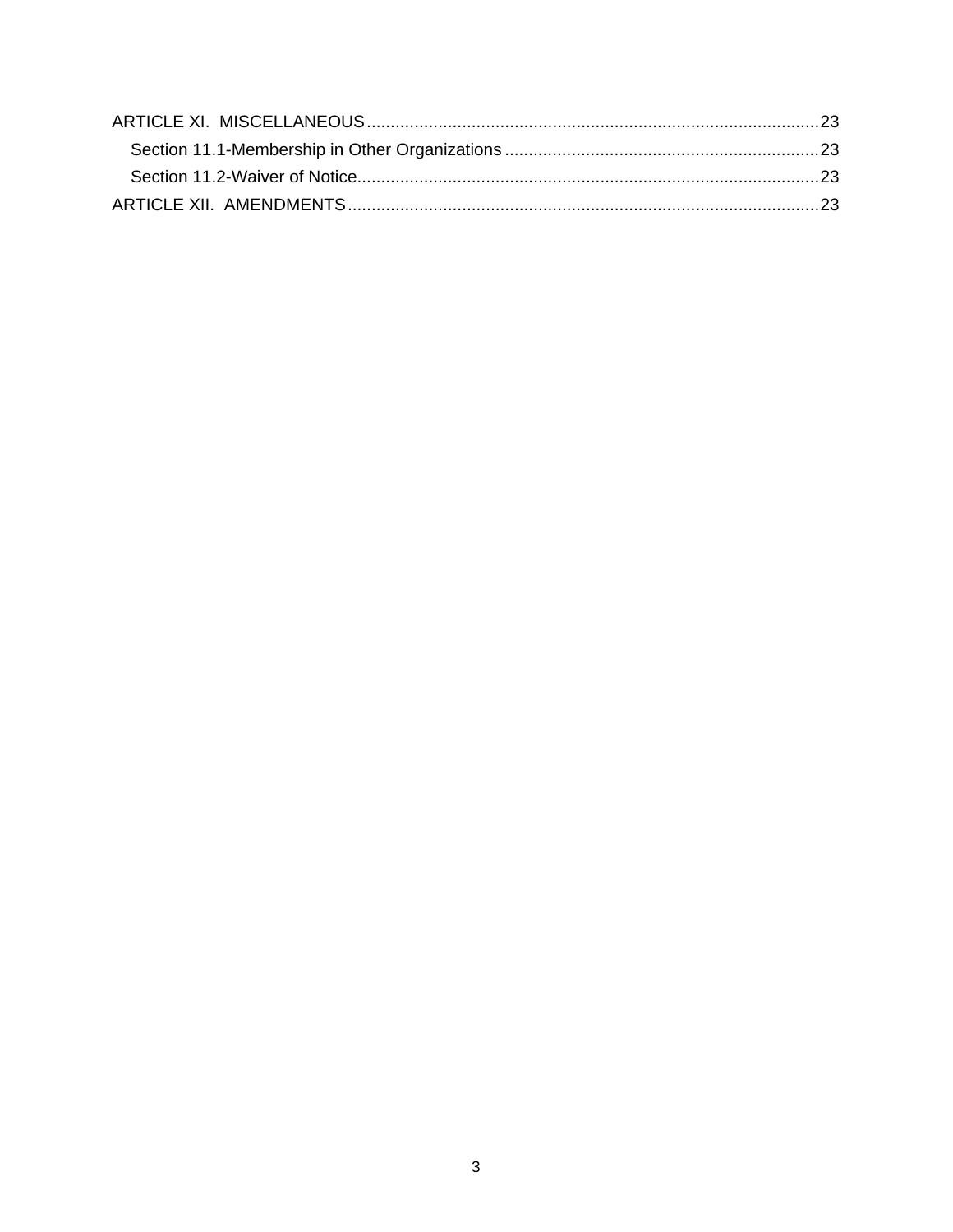ARTICLE XI.  MISCELLANEOUS .......... 23

Section 11.1-Membership in Other Organizations .......... 23

Section 11.2-Waiver of Notice .......... 23

ARTICLE XII.  AMENDMENTS .......... 23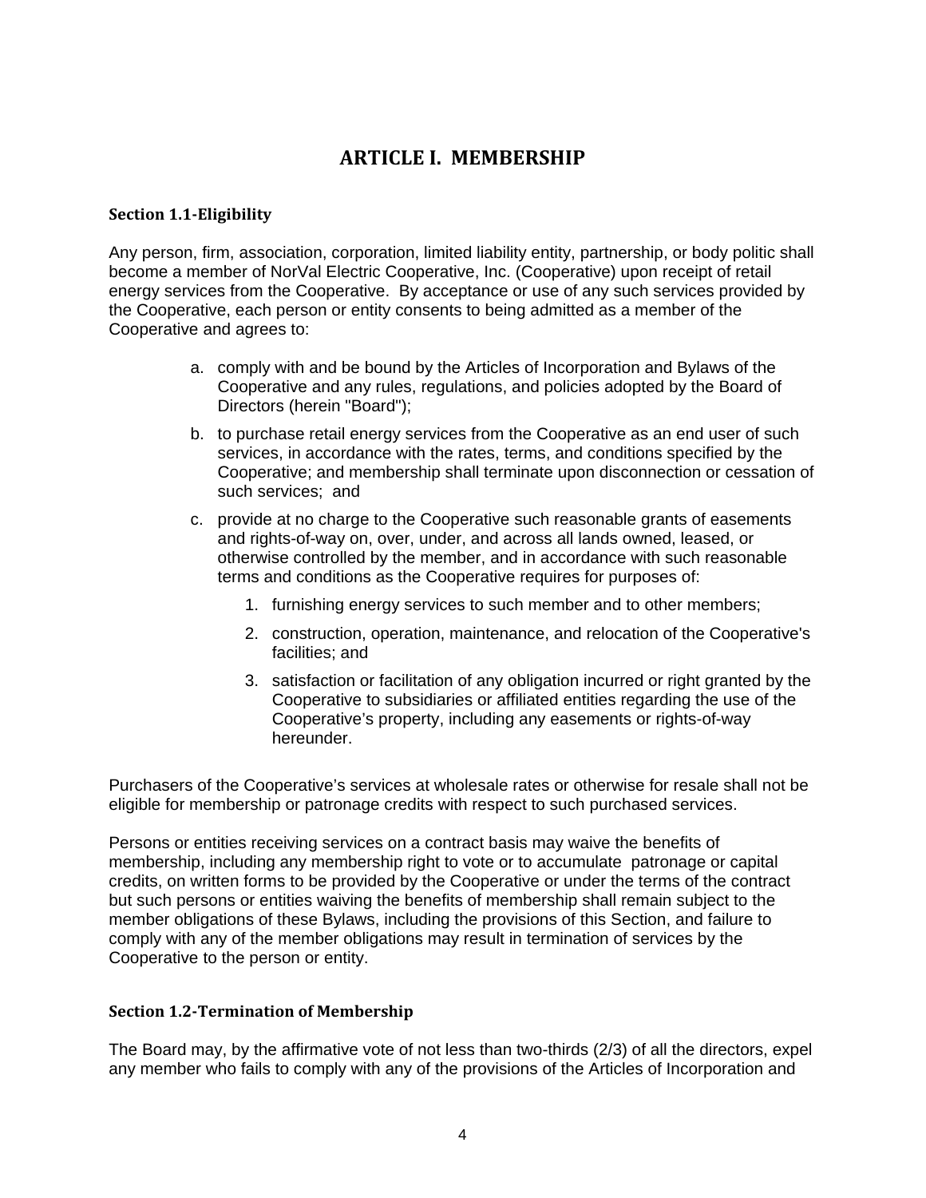# ARTICLE I. MEMBERSHIP

### Section 1.1-Eligibility

Any person, firm, association, corporation, limited liability entity, partnership, or body politic shall become a member of NorVal Electric Cooperative, Inc. (Cooperative) upon receipt of retail energy services from the Cooperative. By acceptance or use of any such services provided by the Cooperative, each person or entity consents to being admitted as a member of the Cooperative and agrees to:

a. comply with and be bound by the Articles of Incorporation and Bylaws of the Cooperative and any rules, regulations, and policies adopted by the Board of Directors (herein "Board");

b. to purchase retail energy services from the Cooperative as an end user of such services, in accordance with the rates, terms, and conditions specified by the Cooperative; and membership shall terminate upon disconnection or cessation of such services; and

c. provide at no charge to the Cooperative such reasonable grants of easements and rights-of-way on, over, under, and across all lands owned, leased, or otherwise controlled by the member, and in accordance with such reasonable terms and conditions as the Cooperative requires for purposes of:

   1. furnishing energy services to such member and to other members;

   2. construction, operation, maintenance, and relocation of the Cooperative's facilities; and

   3. satisfaction or facilitation of any obligation incurred or right granted by the Cooperative to subsidiaries or affiliated entities regarding the use of the Cooperative's property, including any easements or rights-of-way hereunder.

Purchasers of the Cooperative's services at wholesale rates or otherwise for resale shall not be eligible for membership or patronage credits with respect to such purchased services.

Persons or entities receiving services on a contract basis may waive the benefits of membership, including any membership right to vote or to accumulate patronage or capital credits, on written forms to be provided by the Cooperative or under the terms of the contract but such persons or entities waiving the benefits of membership shall remain subject to the member obligations of these Bylaws, including the provisions of this Section, and failure to comply with any of the member obligations may result in termination of services by the Cooperative to the person or entity.

### Section 1.2-Termination of Membership

The Board may, by the affirmative vote of not less than two-thirds (2/3) of all the directors, expel any member who fails to comply with any of the provisions of the Articles of Incorporation and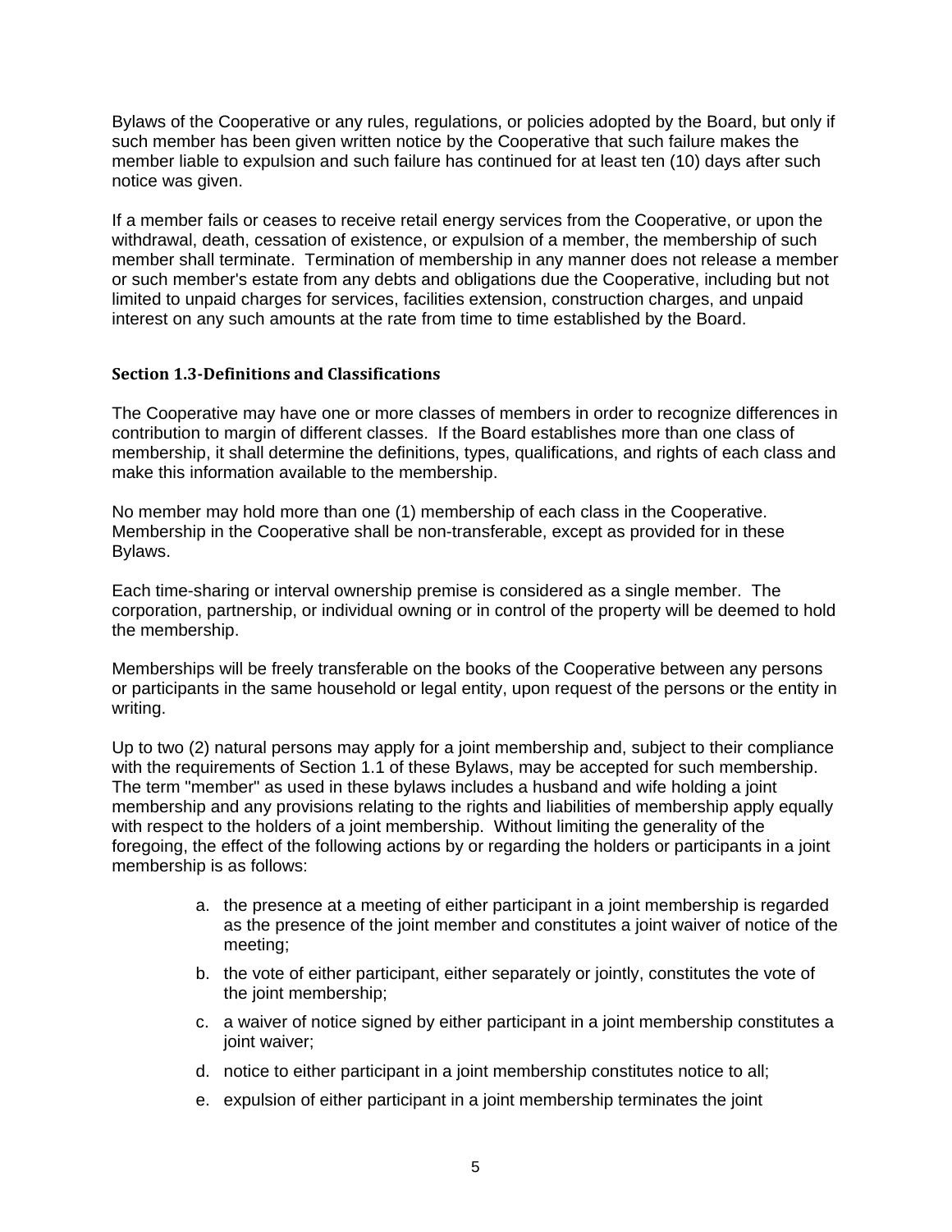Bylaws of the Cooperative or any rules, regulations, or policies adopted by the Board, but only if such member has been given written notice by the Cooperative that such failure makes the member liable to expulsion and such failure has continued for at least ten (10) days after such notice was given.

If a member fails or ceases to receive retail energy services from the Cooperative, or upon the withdrawal, death, cessation of existence, or expulsion of a member, the membership of such member shall terminate. Termination of membership in any manner does not release a member or such member's estate from any debts and obligations due the Cooperative, including but not limited to unpaid charges for services, facilities extension, construction charges, and unpaid interest on any such amounts at the rate from time to time established by the Board.

### Section 1.3-Definitions and Classifications

The Cooperative may have one or more classes of members in order to recognize differences in contribution to margin of different classes. If the Board establishes more than one class of membership, it shall determine the definitions, types, qualifications, and rights of each class and make this information available to the membership.

No member may hold more than one (1) membership of each class in the Cooperative. Membership in the Cooperative shall be non-transferable, except as provided for in these Bylaws.

Each time-sharing or interval ownership premise is considered as a single member. The corporation, partnership, or individual owning or in control of the property will be deemed to hold the membership.

Memberships will be freely transferable on the books of the Cooperative between any persons or participants in the same household or legal entity, upon request of the persons or the entity in writing.

Up to two (2) natural persons may apply for a joint membership and, subject to their compliance with the requirements of Section 1.1 of these Bylaws, may be accepted for such membership. The term "member" as used in these bylaws includes a husband and wife holding a joint membership and any provisions relating to the rights and liabilities of membership apply equally with respect to the holders of a joint membership. Without limiting the generality of the foregoing, the effect of the following actions by or regarding the holders or participants in a joint membership is as follows:

a. the presence at a meeting of either participant in a joint membership is regarded as the presence of the joint member and constitutes a joint waiver of notice of the meeting;

b. the vote of either participant, either separately or jointly, constitutes the vote of the joint membership;

c. a waiver of notice signed by either participant in a joint membership constitutes a joint waiver;

d. notice to either participant in a joint membership constitutes notice to all;

e. expulsion of either participant in a joint membership terminates the joint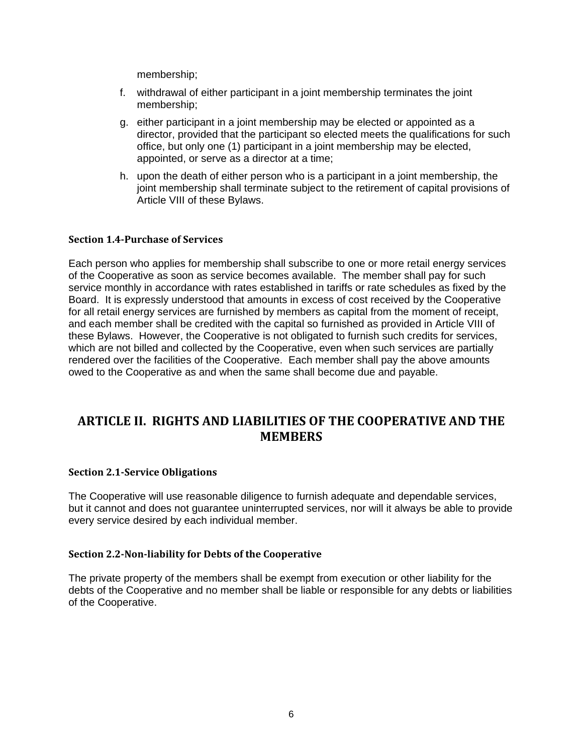membership;

f. withdrawal of either participant in a joint membership terminates the joint membership;

g. either participant in a joint membership may be elected or appointed as a director, provided that the participant so elected meets the qualifications for such office, but only one (1) participant in a joint membership may be elected, appointed, or serve as a director at a time;

h. upon the death of either person who is a participant in a joint membership, the joint membership shall terminate subject to the retirement of capital provisions of Article VIII of these Bylaws.

### Section 1.4-Purchase of Services

Each person who applies for membership shall subscribe to one or more retail energy services of the Cooperative as soon as service becomes available. The member shall pay for such service monthly in accordance with rates established in tariffs or rate schedules as fixed by the Board. It is expressly understood that amounts in excess of cost received by the Cooperative for all retail energy services are furnished by members as capital from the moment of receipt, and each member shall be credited with the capital so furnished as provided in Article VIII of these Bylaws. However, the Cooperative is not obligated to furnish such credits for services, which are not billed and collected by the Cooperative, even when such services are partially rendered over the facilities of the Cooperative. Each member shall pay the above amounts owed to the Cooperative as and when the same shall become due and payable.

## ARTICLE II. RIGHTS AND LIABILITIES OF THE COOPERATIVE AND THE MEMBERS

### Section 2.1-Service Obligations

The Cooperative will use reasonable diligence to furnish adequate and dependable services, but it cannot and does not guarantee uninterrupted services, nor will it always be able to provide every service desired by each individual member.

### Section 2.2-Non-liability for Debts of the Cooperative

The private property of the members shall be exempt from execution or other liability for the debts of the Cooperative and no member shall be liable or responsible for any debts or liabilities of the Cooperative.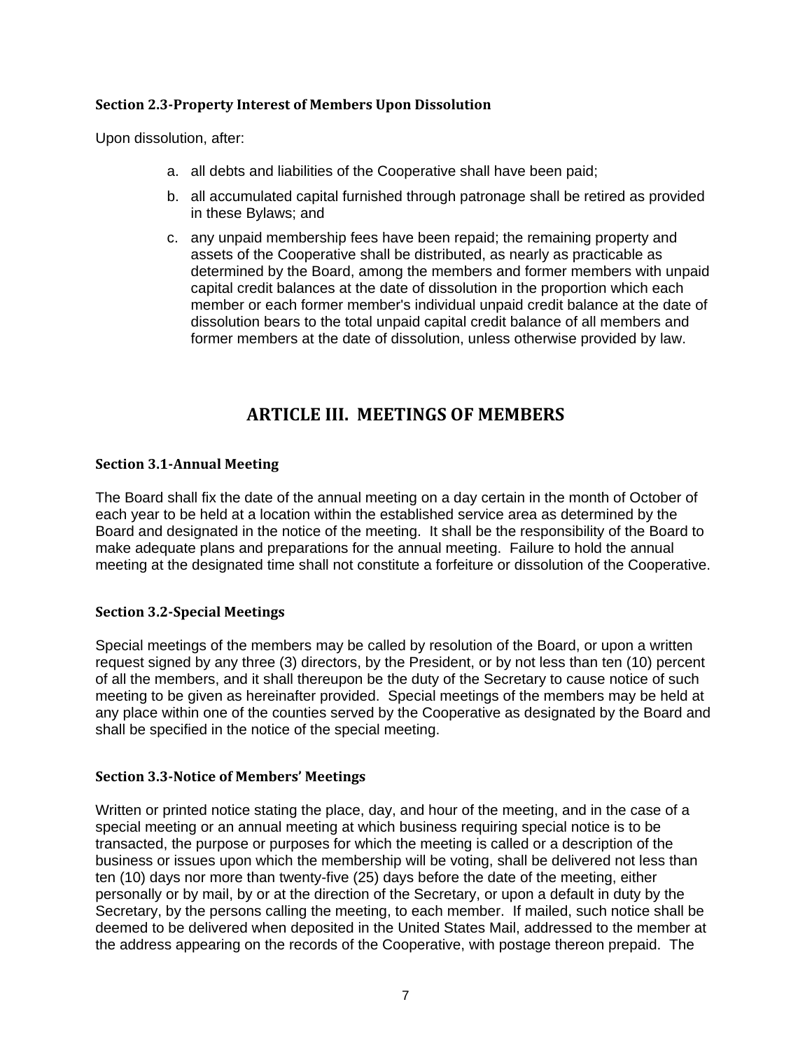#### Section 2.3-Property Interest of Members Upon Dissolution

Upon dissolution, after:

a. all debts and liabilities of the Cooperative shall have been paid;

b. all accumulated capital furnished through patronage shall be retired as provided in these Bylaws; and

c. any unpaid membership fees have been repaid; the remaining property and assets of the Cooperative shall be distributed, as nearly as practicable as determined by the Board, among the members and former members with unpaid capital credit balances at the date of dissolution in the proportion which each member or each former member's individual unpaid credit balance at the date of dissolution bears to the total unpaid capital credit balance of all members and former members at the date of dissolution, unless otherwise provided by law.

## ARTICLE III. MEETINGS OF MEMBERS

#### Section 3.1-Annual Meeting

The Board shall fix the date of the annual meeting on a day certain in the month of October of each year to be held at a location within the established service area as determined by the Board and designated in the notice of the meeting. It shall be the responsibility of the Board to make adequate plans and preparations for the annual meeting. Failure to hold the annual meeting at the designated time shall not constitute a forfeiture or dissolution of the Cooperative.

#### Section 3.2-Special Meetings

Special meetings of the members may be called by resolution of the Board, or upon a written request signed by any three (3) directors, by the President, or by not less than ten (10) percent of all the members, and it shall thereupon be the duty of the Secretary to cause notice of such meeting to be given as hereinafter provided. Special meetings of the members may be held at any place within one of the counties served by the Cooperative as designated by the Board and shall be specified in the notice of the special meeting.

#### Section 3.3-Notice of Members' Meetings

Written or printed notice stating the place, day, and hour of the meeting, and in the case of a special meeting or an annual meeting at which business requiring special notice is to be transacted, the purpose or purposes for which the meeting is called or a description of the business or issues upon which the membership will be voting, shall be delivered not less than ten (10) days nor more than twenty-five (25) days before the date of the meeting, either personally or by mail, by or at the direction of the Secretary, or upon a default in duty by the Secretary, by the persons calling the meeting, to each member. If mailed, such notice shall be deemed to be delivered when deposited in the United States Mail, addressed to the member at the address appearing on the records of the Cooperative, with postage thereon prepaid. The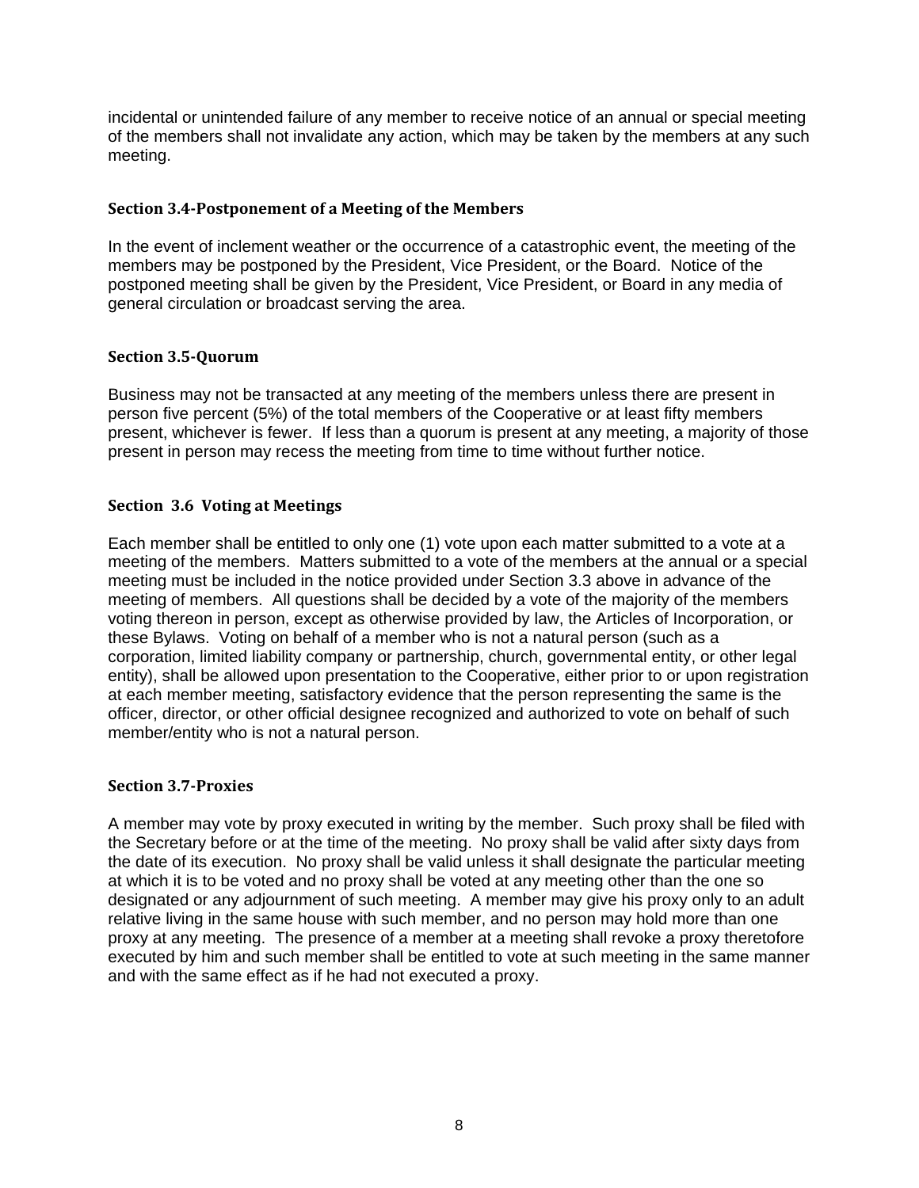incidental or unintended failure of any member to receive notice of an annual or special meeting of the members shall not invalidate any action, which may be taken by the members at any such meeting.

### Section 3.4-Postponement of a Meeting of the Members

In the event of inclement weather or the occurrence of a catastrophic event, the meeting of the members may be postponed by the President, Vice President, or the Board. Notice of the postponed meeting shall be given by the President, Vice President, or Board in any media of general circulation or broadcast serving the area.

### Section 3.5-Quorum

Business may not be transacted at any meeting of the members unless there are present in person five percent (5%) of the total members of the Cooperative or at least fifty members present, whichever is fewer. If less than a quorum is present at any meeting, a majority of those present in person may recess the meeting from time to time without further notice.

### Section 3.6 Voting at Meetings

Each member shall be entitled to only one (1) vote upon each matter submitted to a vote at a meeting of the members. Matters submitted to a vote of the members at the annual or a special meeting must be included in the notice provided under Section 3.3 above in advance of the meeting of members. All questions shall be decided by a vote of the majority of the members voting thereon in person, except as otherwise provided by law, the Articles of Incorporation, or these Bylaws. Voting on behalf of a member who is not a natural person (such as a corporation, limited liability company or partnership, church, governmental entity, or other legal entity), shall be allowed upon presentation to the Cooperative, either prior to or upon registration at each member meeting, satisfactory evidence that the person representing the same is the officer, director, or other official designee recognized and authorized to vote on behalf of such member/entity who is not a natural person.

### Section 3.7-Proxies

A member may vote by proxy executed in writing by the member. Such proxy shall be filed with the Secretary before or at the time of the meeting. No proxy shall be valid after sixty days from the date of its execution. No proxy shall be valid unless it shall designate the particular meeting at which it is to be voted and no proxy shall be voted at any meeting other than the one so designated or any adjournment of such meeting. A member may give his proxy only to an adult relative living in the same house with such member, and no person may hold more than one proxy at any meeting. The presence of a member at a meeting shall revoke a proxy theretofore executed by him and such member shall be entitled to vote at such meeting in the same manner and with the same effect as if he had not executed a proxy.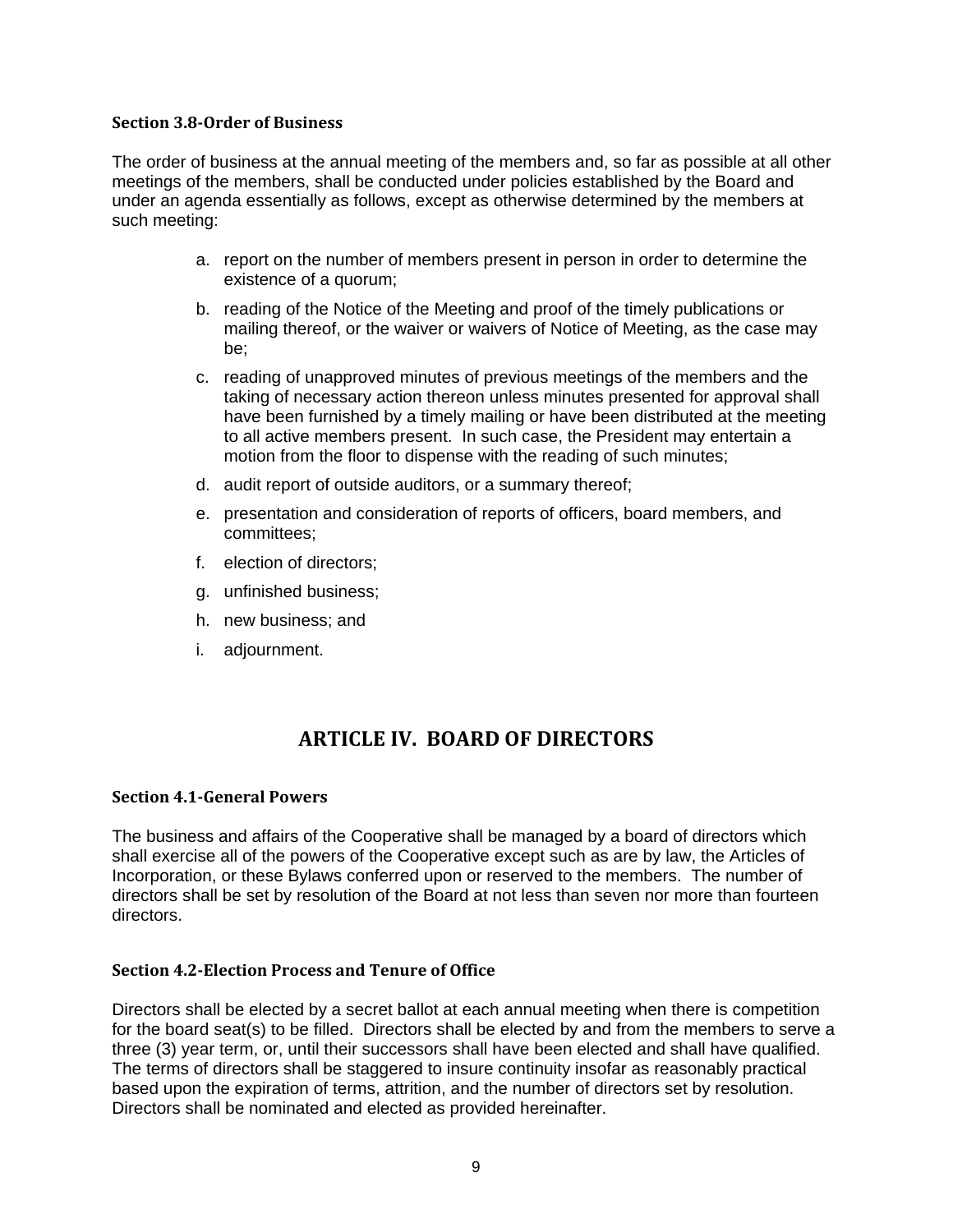### Section 3.8-Order of Business

The order of business at the annual meeting of the members and, so far as possible at all other meetings of the members, shall be conducted under policies established by the Board and under an agenda essentially as follows, except as otherwise determined by the members at such meeting:

a. report on the number of members present in person in order to determine the existence of a quorum;
b. reading of the Notice of the Meeting and proof of the timely publications or mailing thereof, or the waiver or waivers of Notice of Meeting, as the case may be;
c. reading of unapproved minutes of previous meetings of the members and the taking of necessary action thereon unless minutes presented for approval shall have been furnished by a timely mailing or have been distributed at the meeting to all active members present. In such case, the President may entertain a motion from the floor to dispense with the reading of such minutes;
d. audit report of outside auditors, or a summary thereof;
e. presentation and consideration of reports of officers, board members, and committees;
f. election of directors;
g. unfinished business;
h. new business; and
i. adjournment.

## ARTICLE IV. BOARD OF DIRECTORS

### Section 4.1-General Powers

The business and affairs of the Cooperative shall be managed by a board of directors which shall exercise all of the powers of the Cooperative except such as are by law, the Articles of Incorporation, or these Bylaws conferred upon or reserved to the members. The number of directors shall be set by resolution of the Board at not less than seven nor more than fourteen directors.

### Section 4.2-Election Process and Tenure of Office

Directors shall be elected by a secret ballot at each annual meeting when there is competition for the board seat(s) to be filled. Directors shall be elected by and from the members to serve a three (3) year term, or, until their successors shall have been elected and shall have qualified. The terms of directors shall be staggered to insure continuity insofar as reasonably practical based upon the expiration of terms, attrition, and the number of directors set by resolution. Directors shall be nominated and elected as provided hereinafter.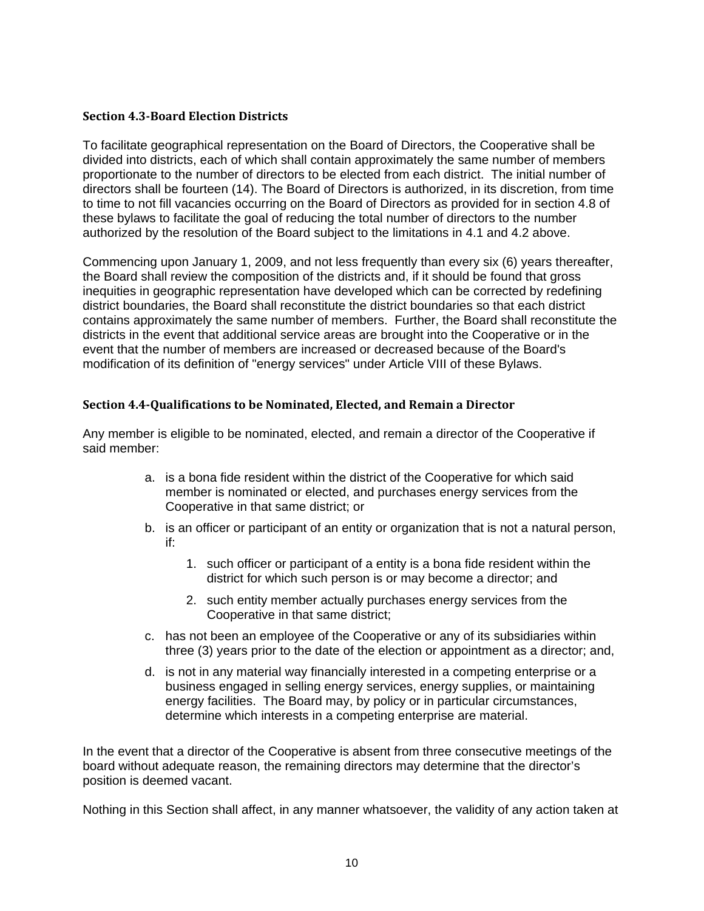**Section 4.3-Board Election Districts**

To facilitate geographical representation on the Board of Directors, the Cooperative shall be divided into districts, each of which shall contain approximately the same number of members proportionate to the number of directors to be elected from each district. The initial number of directors shall be fourteen (14). The Board of Directors is authorized, in its discretion, from time to time to not fill vacancies occurring on the Board of Directors as provided for in section 4.8 of these bylaws to facilitate the goal of reducing the total number of directors to the number authorized by the resolution of the Board subject to the limitations in 4.1 and 4.2 above.

Commencing upon January 1, 2009, and not less frequently than every six (6) years thereafter, the Board shall review the composition of the districts and, if it should be found that gross inequities in geographic representation have developed which can be corrected by redefining district boundaries, the Board shall reconstitute the district boundaries so that each district contains approximately the same number of members. Further, the Board shall reconstitute the districts in the event that additional service areas are brought into the Cooperative or in the event that the number of members are increased or decreased because of the Board's modification of its definition of "energy services" under Article VIII of these Bylaws.

**Section 4.4-Qualifications to be Nominated, Elected, and Remain a Director**

Any member is eligible to be nominated, elected, and remain a director of the Cooperative if said member:

a. is a bona fide resident within the district of the Cooperative for which said member is nominated or elected, and purchases energy services from the Cooperative in that same district; or

b. is an officer or participant of an entity or organization that is not a natural person, if:

   1. such officer or participant of a entity is a bona fide resident within the district for which such person is or may become a director; and

   2. such entity member actually purchases energy services from the Cooperative in that same district;

c. has not been an employee of the Cooperative or any of its subsidiaries within three (3) years prior to the date of the election or appointment as a director; and,

d. is not in any material way financially interested in a competing enterprise or a business engaged in selling energy services, energy supplies, or maintaining energy facilities. The Board may, by policy or in particular circumstances, determine which interests in a competing enterprise are material.

In the event that a director of the Cooperative is absent from three consecutive meetings of the board without adequate reason, the remaining directors may determine that the director's position is deemed vacant.

Nothing in this Section shall affect, in any manner whatsoever, the validity of any action taken at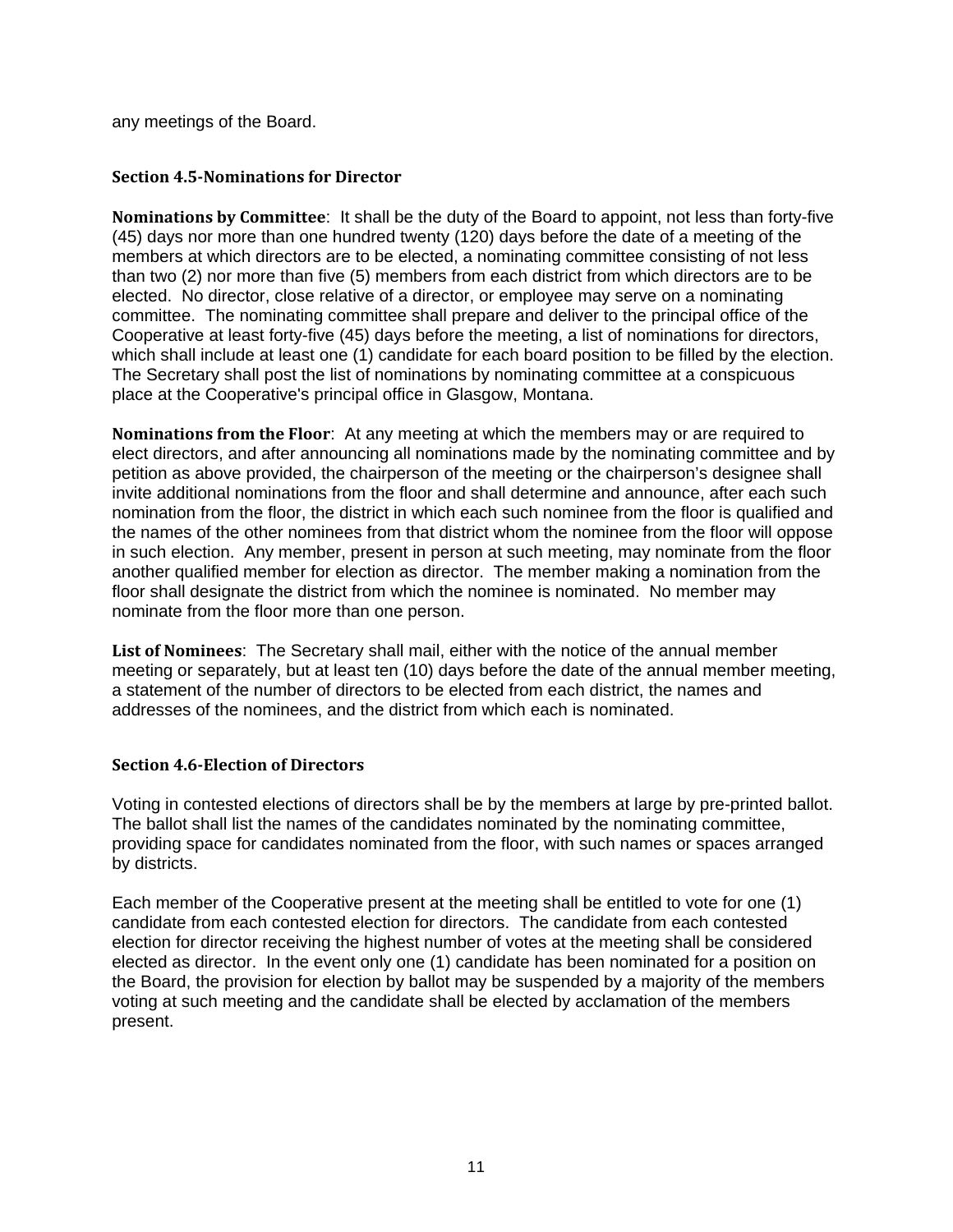any meetings of the Board.

### Section 4.5-Nominations for Director

**Nominations by Committee**: It shall be the duty of the Board to appoint, not less than forty-five (45) days nor more than one hundred twenty (120) days before the date of a meeting of the members at which directors are to be elected, a nominating committee consisting of not less than two (2) nor more than five (5) members from each district from which directors are to be elected. No director, close relative of a director, or employee may serve on a nominating committee. The nominating committee shall prepare and deliver to the principal office of the Cooperative at least forty-five (45) days before the meeting, a list of nominations for directors, which shall include at least one (1) candidate for each board position to be filled by the election. The Secretary shall post the list of nominations by nominating committee at a conspicuous place at the Cooperative's principal office in Glasgow, Montana.

**Nominations from the Floor**: At any meeting at which the members may or are required to elect directors, and after announcing all nominations made by the nominating committee and by petition as above provided, the chairperson of the meeting or the chairperson's designee shall invite additional nominations from the floor and shall determine and announce, after each such nomination from the floor, the district in which each such nominee from the floor is qualified and the names of the other nominees from that district whom the nominee from the floor will oppose in such election. Any member, present in person at such meeting, may nominate from the floor another qualified member for election as director. The member making a nomination from the floor shall designate the district from which the nominee is nominated. No member may nominate from the floor more than one person.

**List of Nominees**: The Secretary shall mail, either with the notice of the annual member meeting or separately, but at least ten (10) days before the date of the annual member meeting, a statement of the number of directors to be elected from each district, the names and addresses of the nominees, and the district from which each is nominated.

### Section 4.6-Election of Directors

Voting in contested elections of directors shall be by the members at large by pre-printed ballot. The ballot shall list the names of the candidates nominated by the nominating committee, providing space for candidates nominated from the floor, with such names or spaces arranged by districts.

Each member of the Cooperative present at the meeting shall be entitled to vote for one (1) candidate from each contested election for directors. The candidate from each contested election for director receiving the highest number of votes at the meeting shall be considered elected as director. In the event only one (1) candidate has been nominated for a position on the Board, the provision for election by ballot may be suspended by a majority of the members voting at such meeting and the candidate shall be elected by acclamation of the members present.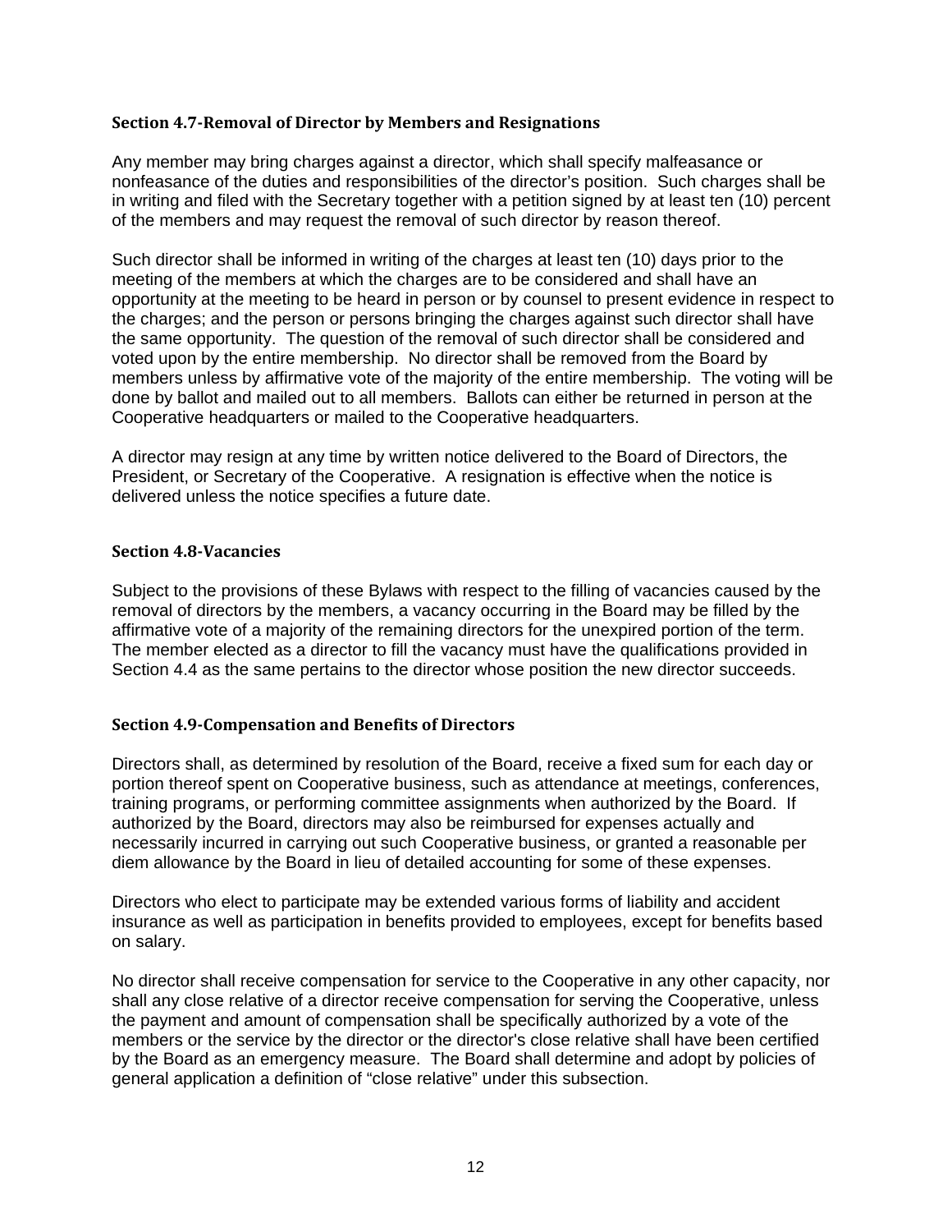### Section 4.7-Removal of Director by Members and Resignations

Any member may bring charges against a director, which shall specify malfeasance or nonfeasance of the duties and responsibilities of the director's position. Such charges shall be in writing and filed with the Secretary together with a petition signed by at least ten (10) percent of the members and may request the removal of such director by reason thereof.

Such director shall be informed in writing of the charges at least ten (10) days prior to the meeting of the members at which the charges are to be considered and shall have an opportunity at the meeting to be heard in person or by counsel to present evidence in respect to the charges; and the person or persons bringing the charges against such director shall have the same opportunity. The question of the removal of such director shall be considered and voted upon by the entire membership. No director shall be removed from the Board by members unless by affirmative vote of the majority of the entire membership. The voting will be done by ballot and mailed out to all members. Ballots can either be returned in person at the Cooperative headquarters or mailed to the Cooperative headquarters.

A director may resign at any time by written notice delivered to the Board of Directors, the President, or Secretary of the Cooperative. A resignation is effective when the notice is delivered unless the notice specifies a future date.

### Section 4.8-Vacancies

Subject to the provisions of these Bylaws with respect to the filling of vacancies caused by the removal of directors by the members, a vacancy occurring in the Board may be filled by the affirmative vote of a majority of the remaining directors for the unexpired portion of the term. The member elected as a director to fill the vacancy must have the qualifications provided in Section 4.4 as the same pertains to the director whose position the new director succeeds.

### Section 4.9-Compensation and Benefits of Directors

Directors shall, as determined by resolution of the Board, receive a fixed sum for each day or portion thereof spent on Cooperative business, such as attendance at meetings, conferences, training programs, or performing committee assignments when authorized by the Board. If authorized by the Board, directors may also be reimbursed for expenses actually and necessarily incurred in carrying out such Cooperative business, or granted a reasonable per diem allowance by the Board in lieu of detailed accounting for some of these expenses.

Directors who elect to participate may be extended various forms of liability and accident insurance as well as participation in benefits provided to employees, except for benefits based on salary.

No director shall receive compensation for service to the Cooperative in any other capacity, nor shall any close relative of a director receive compensation for serving the Cooperative, unless the payment and amount of compensation shall be specifically authorized by a vote of the members or the service by the director or the director's close relative shall have been certified by the Board as an emergency measure. The Board shall determine and adopt by policies of general application a definition of "close relative" under this subsection.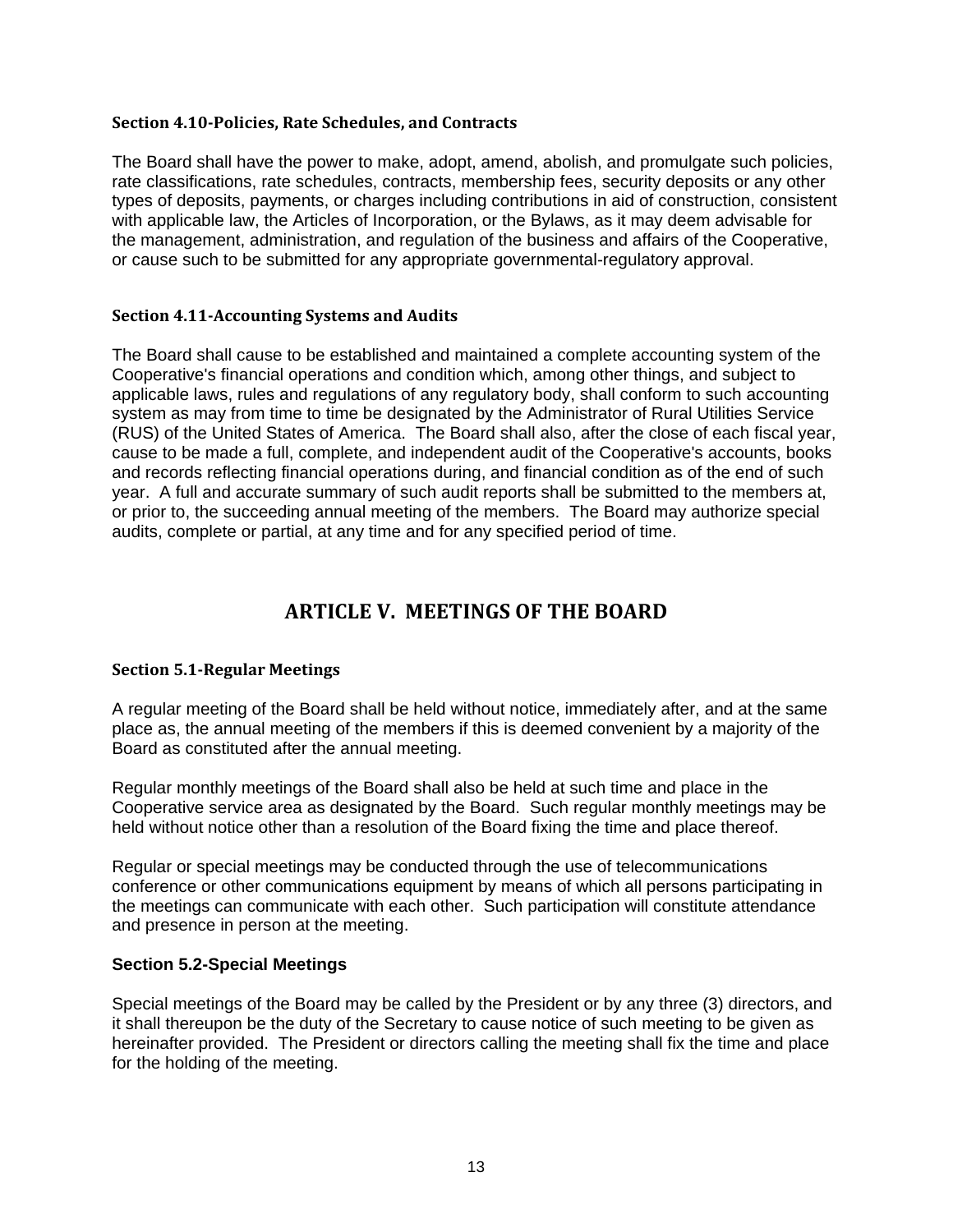### Section 4.10-Policies, Rate Schedules, and Contracts

The Board shall have the power to make, adopt, amend, abolish, and promulgate such policies, rate classifications, rate schedules, contracts, membership fees, security deposits or any other types of deposits, payments, or charges including contributions in aid of construction, consistent with applicable law, the Articles of Incorporation, or the Bylaws, as it may deem advisable for the management, administration, and regulation of the business and affairs of the Cooperative, or cause such to be submitted for any appropriate governmental-regulatory approval.

### Section 4.11-Accounting Systems and Audits

The Board shall cause to be established and maintained a complete accounting system of the Cooperative's financial operations and condition which, among other things, and subject to applicable laws, rules and regulations of any regulatory body, shall conform to such accounting system as may from time to time be designated by the Administrator of Rural Utilities Service (RUS) of the United States of America. The Board shall also, after the close of each fiscal year, cause to be made a full, complete, and independent audit of the Cooperative's accounts, books and records reflecting financial operations during, and financial condition as of the end of such year. A full and accurate summary of such audit reports shall be submitted to the members at, or prior to, the succeeding annual meeting of the members. The Board may authorize special audits, complete or partial, at any time and for any specified period of time.

## ARTICLE V. MEETINGS OF THE BOARD

### Section 5.1-Regular Meetings

A regular meeting of the Board shall be held without notice, immediately after, and at the same place as, the annual meeting of the members if this is deemed convenient by a majority of the Board as constituted after the annual meeting.

Regular monthly meetings of the Board shall also be held at such time and place in the Cooperative service area as designated by the Board. Such regular monthly meetings may be held without notice other than a resolution of the Board fixing the time and place thereof.

Regular or special meetings may be conducted through the use of telecommunications conference or other communications equipment by means of which all persons participating in the meetings can communicate with each other. Such participation will constitute attendance and presence in person at the meeting.

### Section 5.2-Special Meetings

Special meetings of the Board may be called by the President or by any three (3) directors, and it shall thereupon be the duty of the Secretary to cause notice of such meeting to be given as hereinafter provided. The President or directors calling the meeting shall fix the time and place for the holding of the meeting.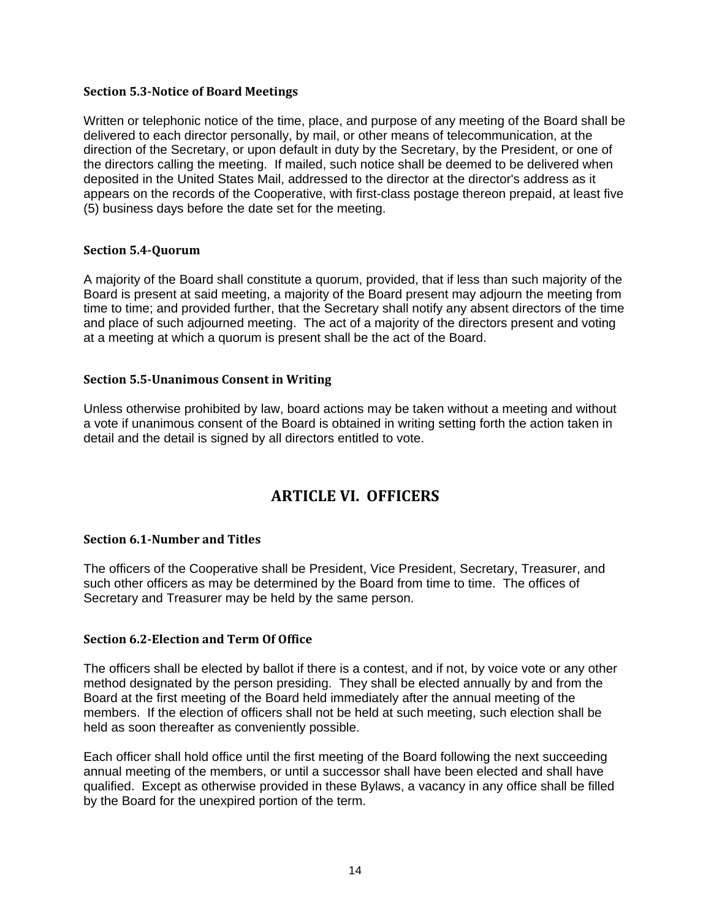#### Section 5.3-Notice of Board Meetings

Written or telephonic notice of the time, place, and purpose of any meeting of the Board shall be delivered to each director personally, by mail, or other means of telecommunication, at the direction of the Secretary, or upon default in duty by the Secretary, by the President, or one of the directors calling the meeting. If mailed, such notice shall be deemed to be delivered when deposited in the United States Mail, addressed to the director at the director's address as it appears on the records of the Cooperative, with first-class postage thereon prepaid, at least five (5) business days before the date set for the meeting.

#### Section 5.4-Quorum

A majority of the Board shall constitute a quorum, provided, that if less than such majority of the Board is present at said meeting, a majority of the Board present may adjourn the meeting from time to time; and provided further, that the Secretary shall notify any absent directors of the time and place of such adjourned meeting. The act of a majority of the directors present and voting at a meeting at which a quorum is present shall be the act of the Board.

#### Section 5.5-Unanimous Consent in Writing

Unless otherwise prohibited by law, board actions may be taken without a meeting and without a vote if unanimous consent of the Board is obtained in writing setting forth the action taken in detail and the detail is signed by all directors entitled to vote.

## ARTICLE VI. OFFICERS

#### Section 6.1-Number and Titles

The officers of the Cooperative shall be President, Vice President, Secretary, Treasurer, and such other officers as may be determined by the Board from time to time. The offices of Secretary and Treasurer may be held by the same person.

#### Section 6.2-Election and Term Of Office

The officers shall be elected by ballot if there is a contest, and if not, by voice vote or any other method designated by the person presiding. They shall be elected annually by and from the Board at the first meeting of the Board held immediately after the annual meeting of the members. If the election of officers shall not be held at such meeting, such election shall be held as soon thereafter as conveniently possible.

Each officer shall hold office until the first meeting of the Board following the next succeeding annual meeting of the members, or until a successor shall have been elected and shall have qualified. Except as otherwise provided in these Bylaws, a vacancy in any office shall be filled by the Board for the unexpired portion of the term.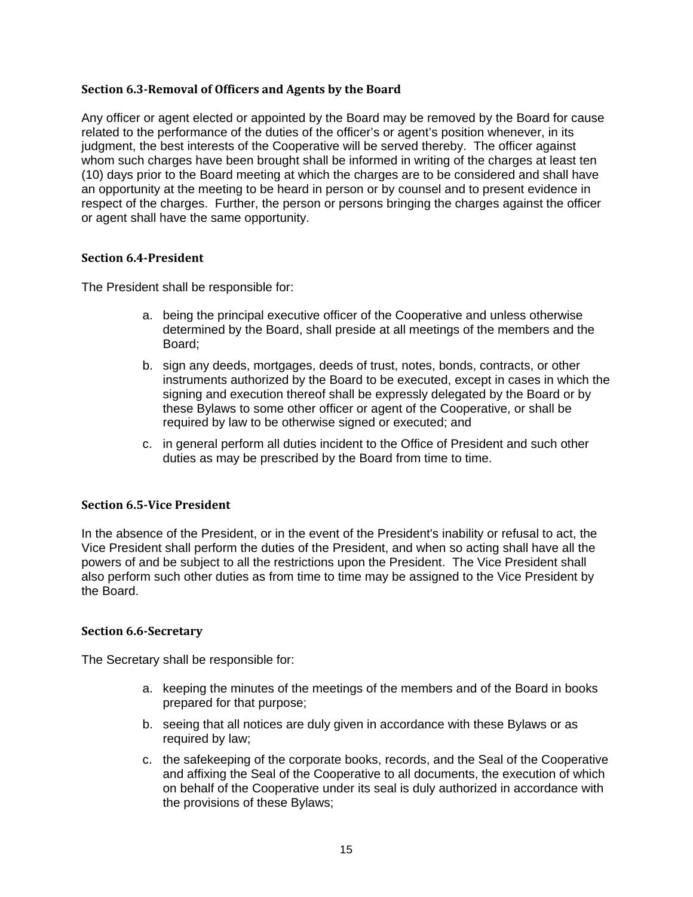### Section 6.3-Removal of Officers and Agents by the Board

Any officer or agent elected or appointed by the Board may be removed by the Board for cause related to the performance of the duties of the officer's or agent's position whenever, in its judgment, the best interests of the Cooperative will be served thereby. The officer against whom such charges have been brought shall be informed in writing of the charges at least ten (10) days prior to the Board meeting at which the charges are to be considered and shall have an opportunity at the meeting to be heard in person or by counsel and to present evidence in respect of the charges. Further, the person or persons bringing the charges against the officer or agent shall have the same opportunity.

### Section 6.4-President

The President shall be responsible for:

a. being the principal executive officer of the Cooperative and unless otherwise determined by the Board, shall preside at all meetings of the members and the Board;

b. sign any deeds, mortgages, deeds of trust, notes, bonds, contracts, or other instruments authorized by the Board to be executed, except in cases in which the signing and execution thereof shall be expressly delegated by the Board or by these Bylaws to some other officer or agent of the Cooperative, or shall be required by law to be otherwise signed or executed; and

c. in general perform all duties incident to the Office of President and such other duties as may be prescribed by the Board from time to time.

### Section 6.5-Vice President

In the absence of the President, or in the event of the President's inability or refusal to act, the Vice President shall perform the duties of the President, and when so acting shall have all the powers of and be subject to all the restrictions upon the President. The Vice President shall also perform such other duties as from time to time may be assigned to the Vice President by the Board.

### Section 6.6-Secretary

The Secretary shall be responsible for:

a. keeping the minutes of the meetings of the members and of the Board in books prepared for that purpose;

b. seeing that all notices are duly given in accordance with these Bylaws or as required by law;

c. the safekeeping of the corporate books, records, and the Seal of the Cooperative and affixing the Seal of the Cooperative to all documents, the execution of which on behalf of the Cooperative under its seal is duly authorized in accordance with the provisions of these Bylaws;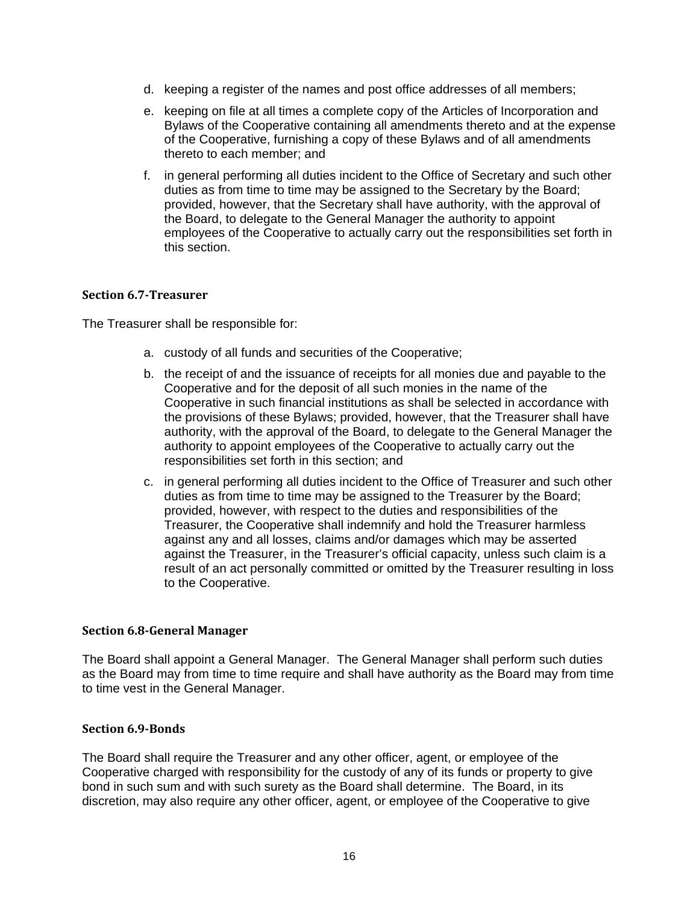d. keeping a register of the names and post office addresses of all members;

e. keeping on file at all times a complete copy of the Articles of Incorporation and Bylaws of the Cooperative containing all amendments thereto and at the expense of the Cooperative, furnishing a copy of these Bylaws and of all amendments thereto to each member; and

f. in general performing all duties incident to the Office of Secretary and such other duties as from time to time may be assigned to the Secretary by the Board; provided, however, that the Secretary shall have authority, with the approval of the Board, to delegate to the General Manager the authority to appoint employees of the Cooperative to actually carry out the responsibilities set forth in this section.

**Section 6.7-Treasurer**

The Treasurer shall be responsible for:

a. custody of all funds and securities of the Cooperative;

b. the receipt of and the issuance of receipts for all monies due and payable to the Cooperative and for the deposit of all such monies in the name of the Cooperative in such financial institutions as shall be selected in accordance with the provisions of these Bylaws; provided, however, that the Treasurer shall have authority, with the approval of the Board, to delegate to the General Manager the authority to appoint employees of the Cooperative to actually carry out the responsibilities set forth in this section; and

c. in general performing all duties incident to the Office of Treasurer and such other duties as from time to time may be assigned to the Treasurer by the Board; provided, however, with respect to the duties and responsibilities of the Treasurer, the Cooperative shall indemnify and hold the Treasurer harmless against any and all losses, claims and/or damages which may be asserted against the Treasurer, in the Treasurer's official capacity, unless such claim is a result of an act personally committed or omitted by the Treasurer resulting in loss to the Cooperative.

**Section 6.8-General Manager**

The Board shall appoint a General Manager. The General Manager shall perform such duties as the Board may from time to time require and shall have authority as the Board may from time to time vest in the General Manager.

**Section 6.9-Bonds**

The Board shall require the Treasurer and any other officer, agent, or employee of the Cooperative charged with responsibility for the custody of any of its funds or property to give bond in such sum and with such surety as the Board shall determine. The Board, in its discretion, may also require any other officer, agent, or employee of the Cooperative to give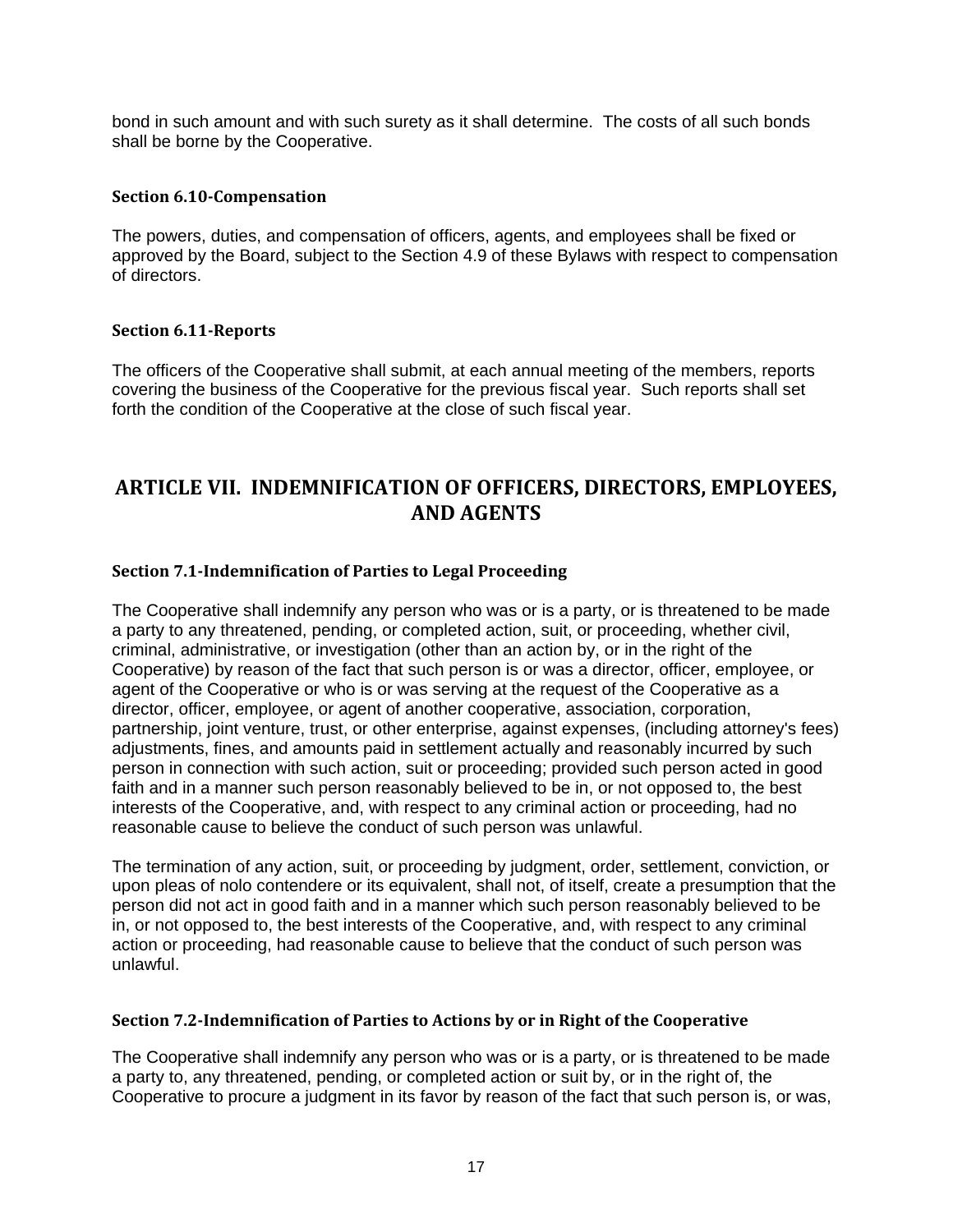bond in such amount and with such surety as it shall determine. The costs of all such bonds shall be borne by the Cooperative.

### Section 6.10-Compensation

The powers, duties, and compensation of officers, agents, and employees shall be fixed or approved by the Board, subject to the Section 4.9 of these Bylaws with respect to compensation of directors.

### Section 6.11-Reports

The officers of the Cooperative shall submit, at each annual meeting of the members, reports covering the business of the Cooperative for the previous fiscal year. Such reports shall set forth the condition of the Cooperative at the close of such fiscal year.

## ARTICLE VII. INDEMNIFICATION OF OFFICERS, DIRECTORS, EMPLOYEES, AND AGENTS

### Section 7.1-Indemnification of Parties to Legal Proceeding

The Cooperative shall indemnify any person who was or is a party, or is threatened to be made a party to any threatened, pending, or completed action, suit, or proceeding, whether civil, criminal, administrative, or investigation (other than an action by, or in the right of the Cooperative) by reason of the fact that such person is or was a director, officer, employee, or agent of the Cooperative or who is or was serving at the request of the Cooperative as a director, officer, employee, or agent of another cooperative, association, corporation, partnership, joint venture, trust, or other enterprise, against expenses, (including attorney's fees) adjustments, fines, and amounts paid in settlement actually and reasonably incurred by such person in connection with such action, suit or proceeding; provided such person acted in good faith and in a manner such person reasonably believed to be in, or not opposed to, the best interests of the Cooperative, and, with respect to any criminal action or proceeding, had no reasonable cause to believe the conduct of such person was unlawful.

The termination of any action, suit, or proceeding by judgment, order, settlement, conviction, or upon pleas of nolo contendere or its equivalent, shall not, of itself, create a presumption that the person did not act in good faith and in a manner which such person reasonably believed to be in, or not opposed to, the best interests of the Cooperative, and, with respect to any criminal action or proceeding, had reasonable cause to believe that the conduct of such person was unlawful.

### Section 7.2-Indemnification of Parties to Actions by or in Right of the Cooperative

The Cooperative shall indemnify any person who was or is a party, or is threatened to be made a party to, any threatened, pending, or completed action or suit by, or in the right of, the Cooperative to procure a judgment in its favor by reason of the fact that such person is, or was,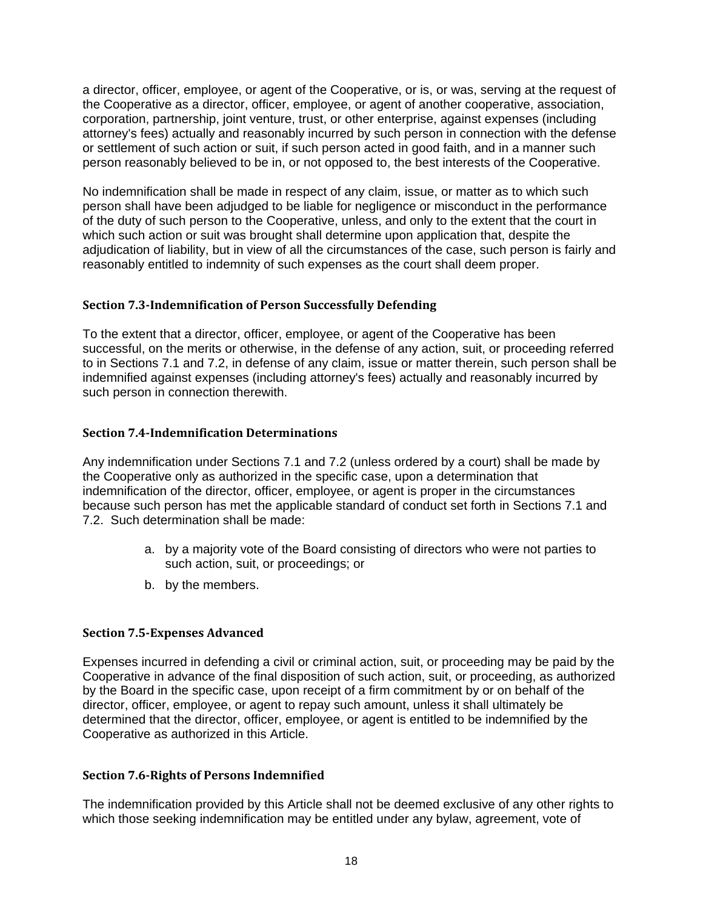a director, officer, employee, or agent of the Cooperative, or is, or was, serving at the request of the Cooperative as a director, officer, employee, or agent of another cooperative, association, corporation, partnership, joint venture, trust, or other enterprise, against expenses (including attorney's fees) actually and reasonably incurred by such person in connection with the defense or settlement of such action or suit, if such person acted in good faith, and in a manner such person reasonably believed to be in, or not opposed to, the best interests of the Cooperative.

No indemnification shall be made in respect of any claim, issue, or matter as to which such person shall have been adjudged to be liable for negligence or misconduct in the performance of the duty of such person to the Cooperative, unless, and only to the extent that the court in which such action or suit was brought shall determine upon application that, despite the adjudication of liability, but in view of all the circumstances of the case, such person is fairly and reasonably entitled to indemnity of such expenses as the court shall deem proper.

### Section 7.3-Indemnification of Person Successfully Defending

To the extent that a director, officer, employee, or agent of the Cooperative has been successful, on the merits or otherwise, in the defense of any action, suit, or proceeding referred to in Sections 7.1 and 7.2, in defense of any claim, issue or matter therein, such person shall be indemnified against expenses (including attorney's fees) actually and reasonably incurred by such person in connection therewith.

### Section 7.4-Indemnification Determinations

Any indemnification under Sections 7.1 and 7.2 (unless ordered by a court) shall be made by the Cooperative only as authorized in the specific case, upon a determination that indemnification of the director, officer, employee, or agent is proper in the circumstances because such person has met the applicable standard of conduct set forth in Sections 7.1 and 7.2. Such determination shall be made:

a. by a majority vote of the Board consisting of directors who were not parties to such action, suit, or proceedings; or

b. by the members.

### Section 7.5-Expenses Advanced

Expenses incurred in defending a civil or criminal action, suit, or proceeding may be paid by the Cooperative in advance of the final disposition of such action, suit, or proceeding, as authorized by the Board in the specific case, upon receipt of a firm commitment by or on behalf of the director, officer, employee, or agent to repay such amount, unless it shall ultimately be determined that the director, officer, employee, or agent is entitled to be indemnified by the Cooperative as authorized in this Article.

### Section 7.6-Rights of Persons Indemnified

The indemnification provided by this Article shall not be deemed exclusive of any other rights to which those seeking indemnification may be entitled under any bylaw, agreement, vote of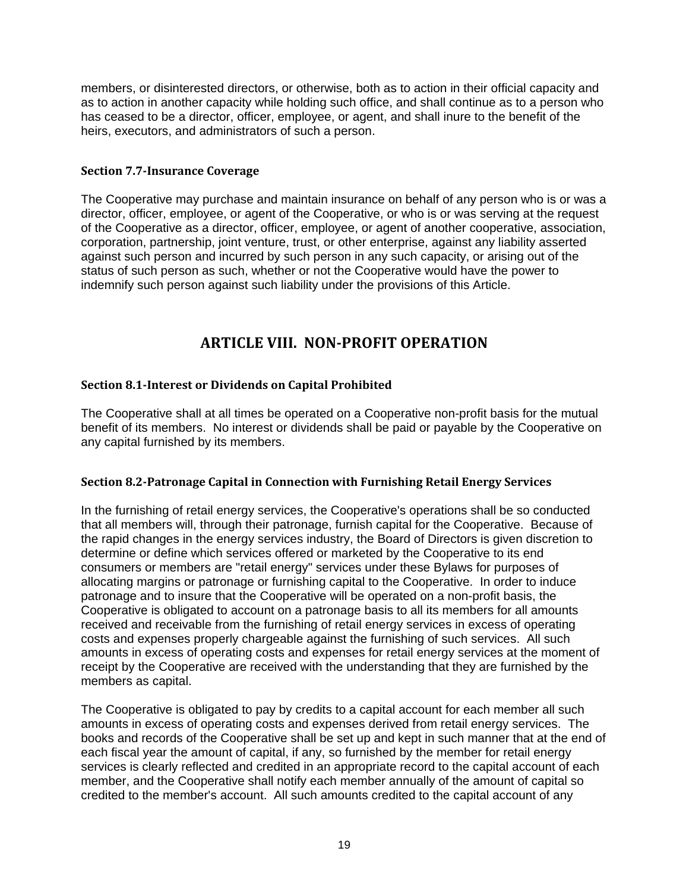members, or disinterested directors, or otherwise, both as to action in their official capacity and as to action in another capacity while holding such office, and shall continue as to a person who has ceased to be a director, officer, employee, or agent, and shall inure to the benefit of the heirs, executors, and administrators of such a person.

### Section 7.7-Insurance Coverage

The Cooperative may purchase and maintain insurance on behalf of any person who is or was a director, officer, employee, or agent of the Cooperative, or who is or was serving at the request of the Cooperative as a director, officer, employee, or agent of another cooperative, association, corporation, partnership, joint venture, trust, or other enterprise, against any liability asserted against such person and incurred by such person in any such capacity, or arising out of the status of such person as such, whether or not the Cooperative would have the power to indemnify such person against such liability under the provisions of this Article.

## ARTICLE VIII. NON-PROFIT OPERATION

### Section 8.1-Interest or Dividends on Capital Prohibited

The Cooperative shall at all times be operated on a Cooperative non-profit basis for the mutual benefit of its members. No interest or dividends shall be paid or payable by the Cooperative on any capital furnished by its members.

### Section 8.2-Patronage Capital in Connection with Furnishing Retail Energy Services

In the furnishing of retail energy services, the Cooperative's operations shall be so conducted that all members will, through their patronage, furnish capital for the Cooperative. Because of the rapid changes in the energy services industry, the Board of Directors is given discretion to determine or define which services offered or marketed by the Cooperative to its end consumers or members are "retail energy" services under these Bylaws for purposes of allocating margins or patronage or furnishing capital to the Cooperative. In order to induce patronage and to insure that the Cooperative will be operated on a non-profit basis, the Cooperative is obligated to account on a patronage basis to all its members for all amounts received and receivable from the furnishing of retail energy services in excess of operating costs and expenses properly chargeable against the furnishing of such services. All such amounts in excess of operating costs and expenses for retail energy services at the moment of receipt by the Cooperative are received with the understanding that they are furnished by the members as capital.

The Cooperative is obligated to pay by credits to a capital account for each member all such amounts in excess of operating costs and expenses derived from retail energy services. The books and records of the Cooperative shall be set up and kept in such manner that at the end of each fiscal year the amount of capital, if any, so furnished by the member for retail energy services is clearly reflected and credited in an appropriate record to the capital account of each member, and the Cooperative shall notify each member annually of the amount of capital so credited to the member's account. All such amounts credited to the capital account of any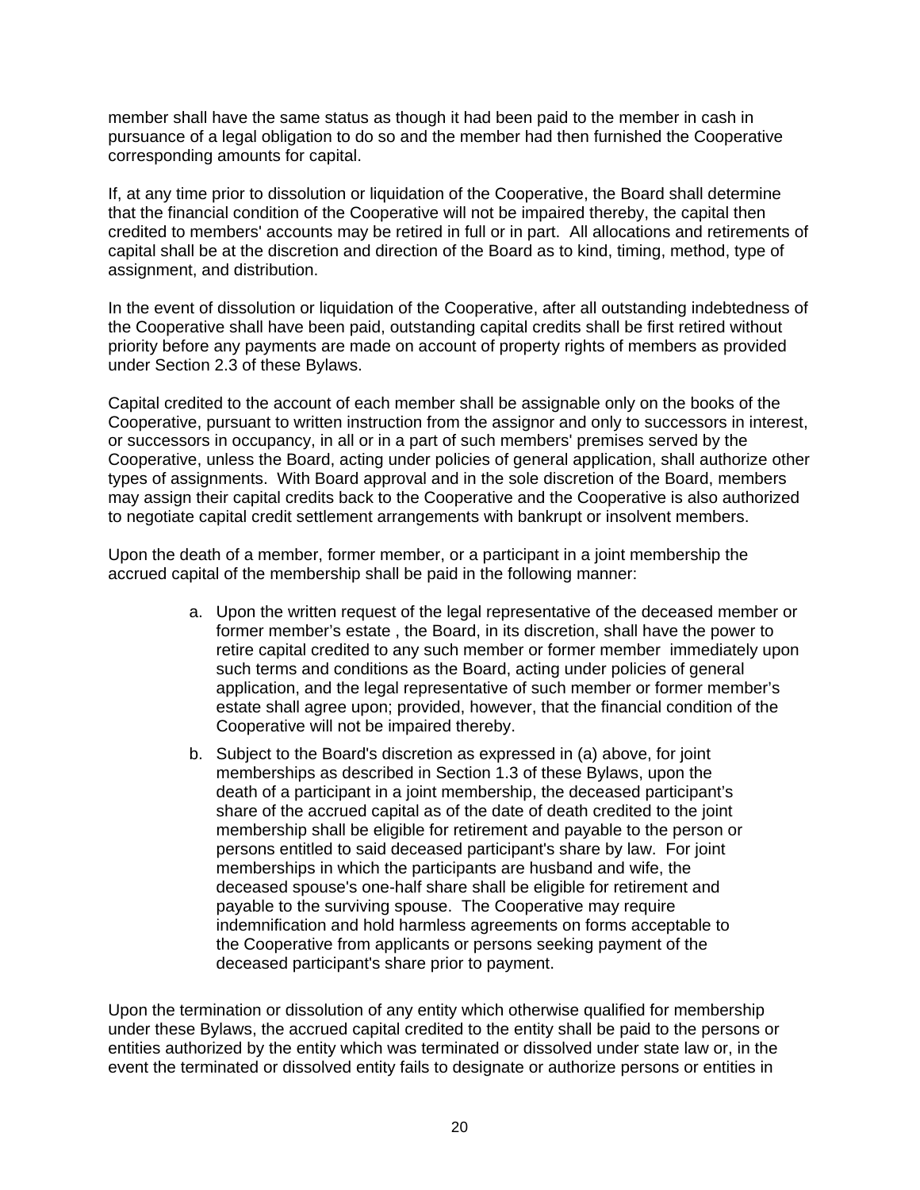member shall have the same status as though it had been paid to the member in cash in pursuance of a legal obligation to do so and the member had then furnished the Cooperative corresponding amounts for capital.

If, at any time prior to dissolution or liquidation of the Cooperative, the Board shall determine that the financial condition of the Cooperative will not be impaired thereby, the capital then credited to members' accounts may be retired in full or in part. All allocations and retirements of capital shall be at the discretion and direction of the Board as to kind, timing, method, type of assignment, and distribution.

In the event of dissolution or liquidation of the Cooperative, after all outstanding indebtedness of the Cooperative shall have been paid, outstanding capital credits shall be first retired without priority before any payments are made on account of property rights of members as provided under Section 2.3 of these Bylaws.

Capital credited to the account of each member shall be assignable only on the books of the Cooperative, pursuant to written instruction from the assignor and only to successors in interest, or successors in occupancy, in all or in a part of such members' premises served by the Cooperative, unless the Board, acting under policies of general application, shall authorize other types of assignments. With Board approval and in the sole discretion of the Board, members may assign their capital credits back to the Cooperative and the Cooperative is also authorized to negotiate capital credit settlement arrangements with bankrupt or insolvent members.

Upon the death of a member, former member, or a participant in a joint membership the accrued capital of the membership shall be paid in the following manner:

a. Upon the written request of the legal representative of the deceased member or former member's estate , the Board, in its discretion, shall have the power to retire capital credited to any such member or former member immediately upon such terms and conditions as the Board, acting under policies of general application, and the legal representative of such member or former member's estate shall agree upon; provided, however, that the financial condition of the Cooperative will not be impaired thereby.

b. Subject to the Board's discretion as expressed in (a) above, for joint memberships as described in Section 1.3 of these Bylaws, upon the death of a participant in a joint membership, the deceased participant's share of the accrued capital as of the date of death credited to the joint membership shall be eligible for retirement and payable to the person or persons entitled to said deceased participant's share by law. For joint memberships in which the participants are husband and wife, the deceased spouse's one-half share shall be eligible for retirement and payable to the surviving spouse. The Cooperative may require indemnification and hold harmless agreements on forms acceptable to the Cooperative from applicants or persons seeking payment of the deceased participant's share prior to payment.

Upon the termination or dissolution of any entity which otherwise qualified for membership under these Bylaws, the accrued capital credited to the entity shall be paid to the persons or entities authorized by the entity which was terminated or dissolved under state law or, in the event the terminated or dissolved entity fails to designate or authorize persons or entities in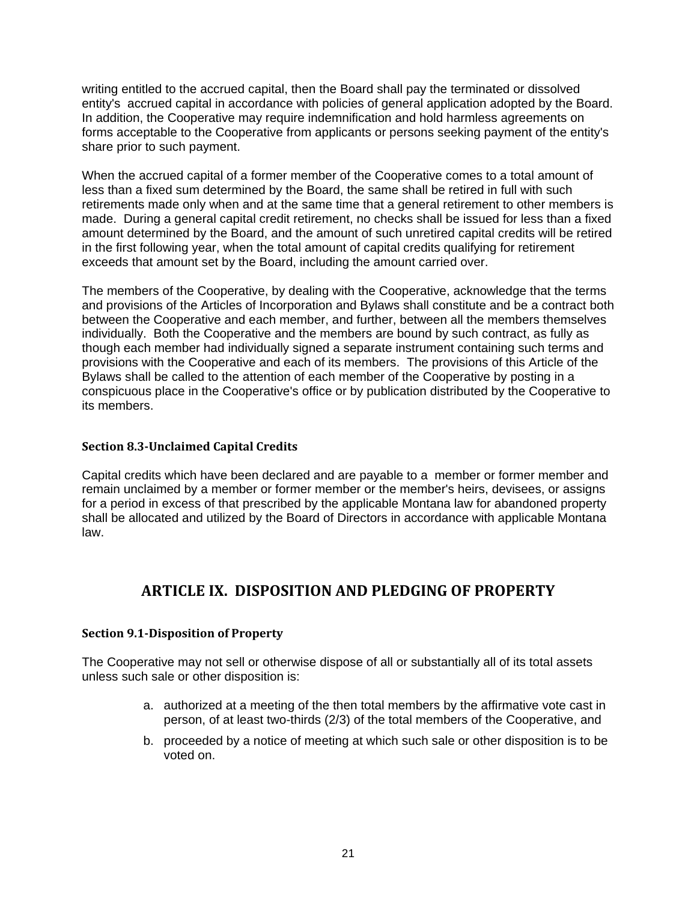writing entitled to the accrued capital, then the Board shall pay the terminated or dissolved entity's accrued capital in accordance with policies of general application adopted by the Board. In addition, the Cooperative may require indemnification and hold harmless agreements on forms acceptable to the Cooperative from applicants or persons seeking payment of the entity's share prior to such payment.

When the accrued capital of a former member of the Cooperative comes to a total amount of less than a fixed sum determined by the Board, the same shall be retired in full with such retirements made only when and at the same time that a general retirement to other members is made. During a general capital credit retirement, no checks shall be issued for less than a fixed amount determined by the Board, and the amount of such unretired capital credits will be retired in the first following year, when the total amount of capital credits qualifying for retirement exceeds that amount set by the Board, including the amount carried over.

The members of the Cooperative, by dealing with the Cooperative, acknowledge that the terms and provisions of the Articles of Incorporation and Bylaws shall constitute and be a contract both between the Cooperative and each member, and further, between all the members themselves individually. Both the Cooperative and the members are bound by such contract, as fully as though each member had individually signed a separate instrument containing such terms and provisions with the Cooperative and each of its members. The provisions of this Article of the Bylaws shall be called to the attention of each member of the Cooperative by posting in a conspicuous place in the Cooperative's office or by publication distributed by the Cooperative to its members.

### Section 8.3-Unclaimed Capital Credits

Capital credits which have been declared and are payable to a member or former member and remain unclaimed by a member or former member or the member's heirs, devisees, or assigns for a period in excess of that prescribed by the applicable Montana law for abandoned property shall be allocated and utilized by the Board of Directors in accordance with applicable Montana law.

## ARTICLE IX. DISPOSITION AND PLEDGING OF PROPERTY

### Section 9.1-Disposition of Property

The Cooperative may not sell or otherwise dispose of all or substantially all of its total assets unless such sale or other disposition is:

a. authorized at a meeting of the then total members by the affirmative vote cast in person, of at least two-thirds (2/3) of the total members of the Cooperative, and

b. proceeded by a notice of meeting at which such sale or other disposition is to be voted on.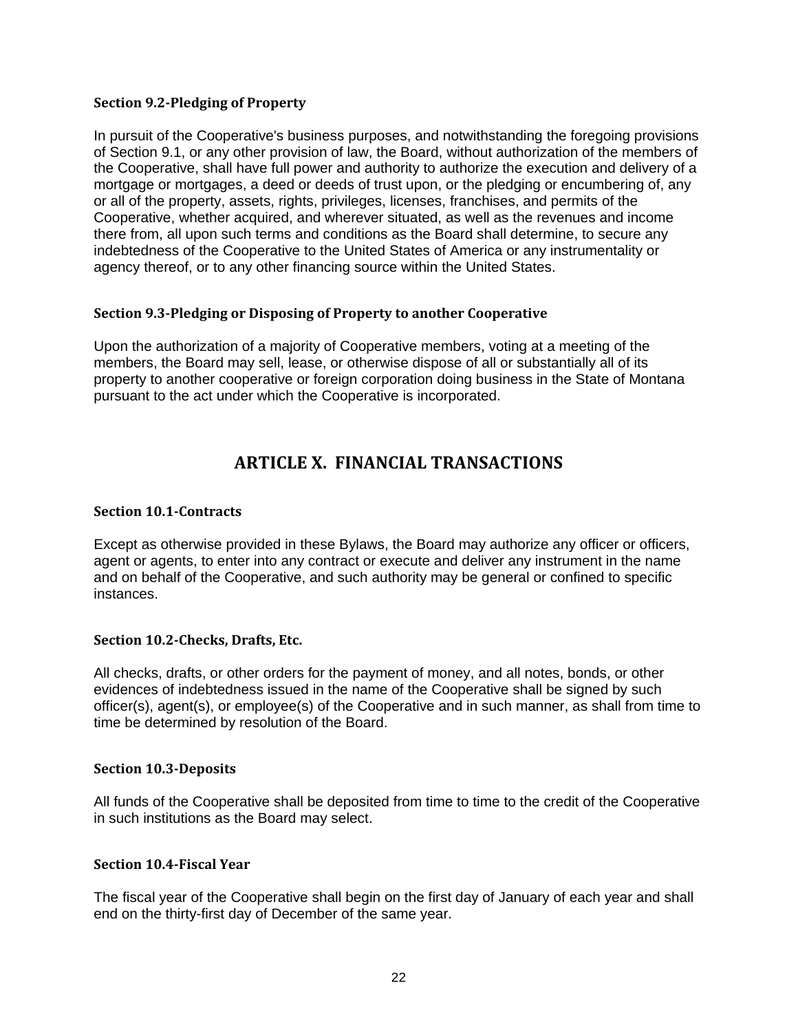### Section 9.2-Pledging of Property

In pursuit of the Cooperative's business purposes, and notwithstanding the foregoing provisions of Section 9.1, or any other provision of law, the Board, without authorization of the members of the Cooperative, shall have full power and authority to authorize the execution and delivery of a mortgage or mortgages, a deed or deeds of trust upon, or the pledging or encumbering of, any or all of the property, assets, rights, privileges, licenses, franchises, and permits of the Cooperative, whether acquired, and wherever situated, as well as the revenues and income there from, all upon such terms and conditions as the Board shall determine, to secure any indebtedness of the Cooperative to the United States of America or any instrumentality or agency thereof, or to any other financing source within the United States.

### Section 9.3-Pledging or Disposing of Property to another Cooperative

Upon the authorization of a majority of Cooperative members, voting at a meeting of the members, the Board may sell, lease, or otherwise dispose of all or substantially all of its property to another cooperative or foreign corporation doing business in the State of Montana pursuant to the act under which the Cooperative is incorporated.

## ARTICLE X. FINANCIAL TRANSACTIONS

### Section 10.1-Contracts

Except as otherwise provided in these Bylaws, the Board may authorize any officer or officers, agent or agents, to enter into any contract or execute and deliver any instrument in the name and on behalf of the Cooperative, and such authority may be general or confined to specific instances.

### Section 10.2-Checks, Drafts, Etc.

All checks, drafts, or other orders for the payment of money, and all notes, bonds, or other evidences of indebtedness issued in the name of the Cooperative shall be signed by such officer(s), agent(s), or employee(s) of the Cooperative and in such manner, as shall from time to time be determined by resolution of the Board.

### Section 10.3-Deposits

All funds of the Cooperative shall be deposited from time to time to the credit of the Cooperative in such institutions as the Board may select.

### Section 10.4-Fiscal Year

The fiscal year of the Cooperative shall begin on the first day of January of each year and shall end on the thirty-first day of December of the same year.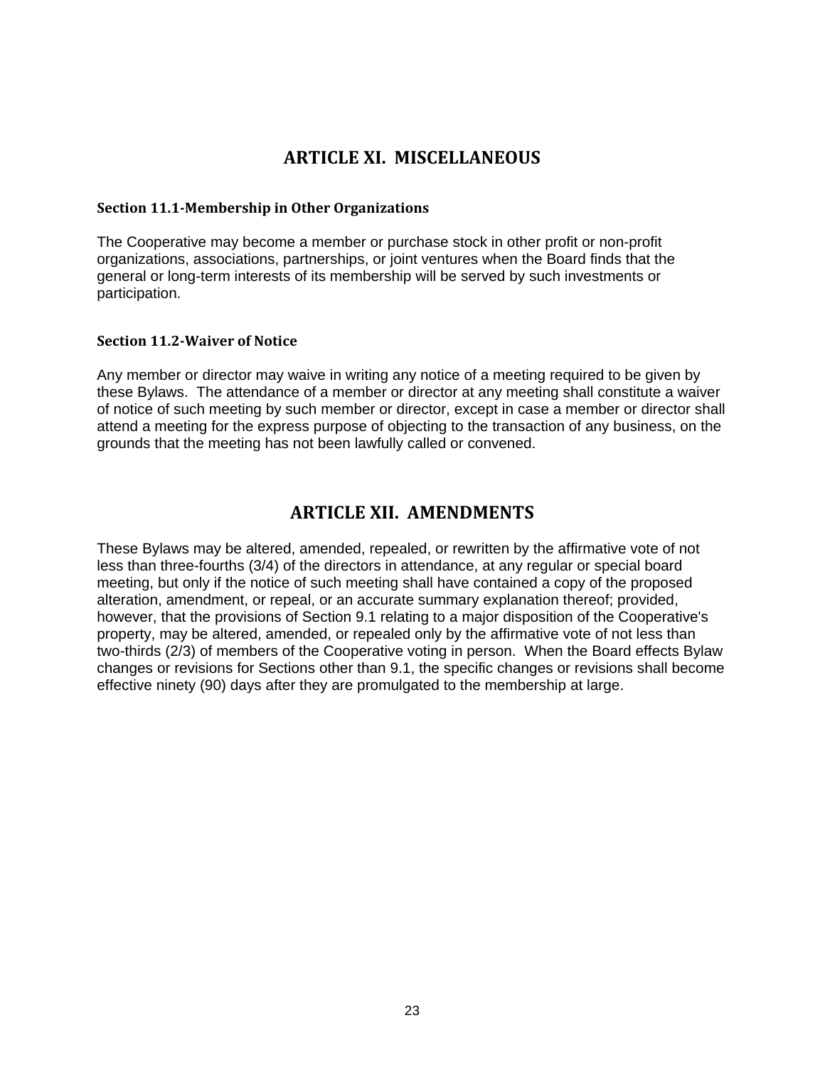# ARTICLE XI. MISCELLANEOUS

### Section 11.1-Membership in Other Organizations

The Cooperative may become a member or purchase stock in other profit or non-profit organizations, associations, partnerships, or joint ventures when the Board finds that the general or long-term interests of its membership will be served by such investments or participation.

### Section 11.2-Waiver of Notice

Any member or director may waive in writing any notice of a meeting required to be given by these Bylaws. The attendance of a member or director at any meeting shall constitute a waiver of notice of such meeting by such member or director, except in case a member or director shall attend a meeting for the express purpose of objecting to the transaction of any business, on the grounds that the meeting has not been lawfully called or convened.

# ARTICLE XII. AMENDMENTS

These Bylaws may be altered, amended, repealed, or rewritten by the affirmative vote of not less than three-fourths (3/4) of the directors in attendance, at any regular or special board meeting, but only if the notice of such meeting shall have contained a copy of the proposed alteration, amendment, or repeal, or an accurate summary explanation thereof; provided, however, that the provisions of Section 9.1 relating to a major disposition of the Cooperative's property, may be altered, amended, or repealed only by the affirmative vote of not less than two-thirds (2/3) of members of the Cooperative voting in person. When the Board effects Bylaw changes or revisions for Sections other than 9.1, the specific changes or revisions shall become effective ninety (90) days after they are promulgated to the membership at large.